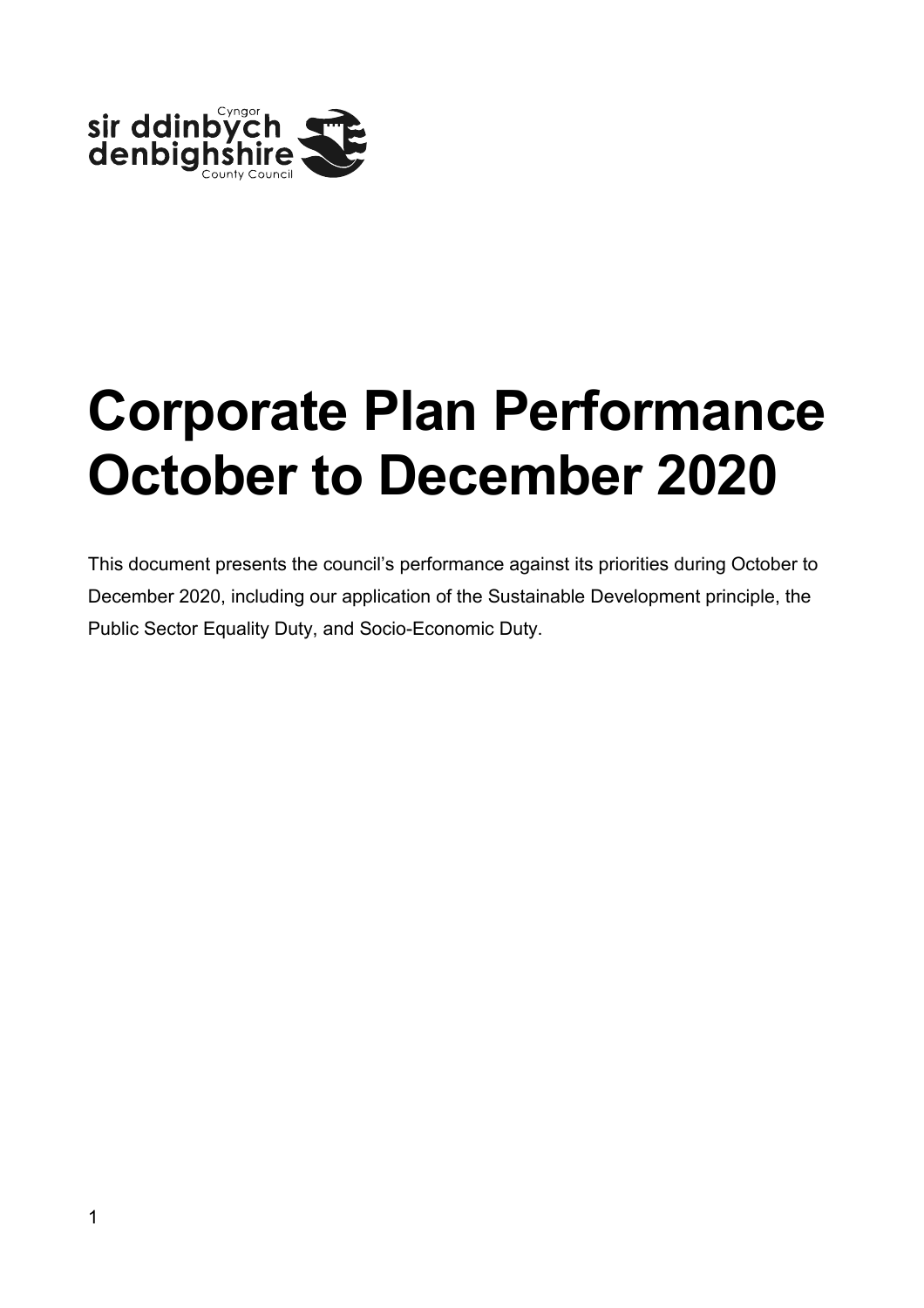Cyngor
sir ddinbych
denbighshire
County Council

# Corporate Plan Performance October to December 2020

This document presents the council's performance against its priorities during October to December 2020, including our application of the Sustainable Development principle, the Public Sector Equality Duty, and Socio-Economic Duty.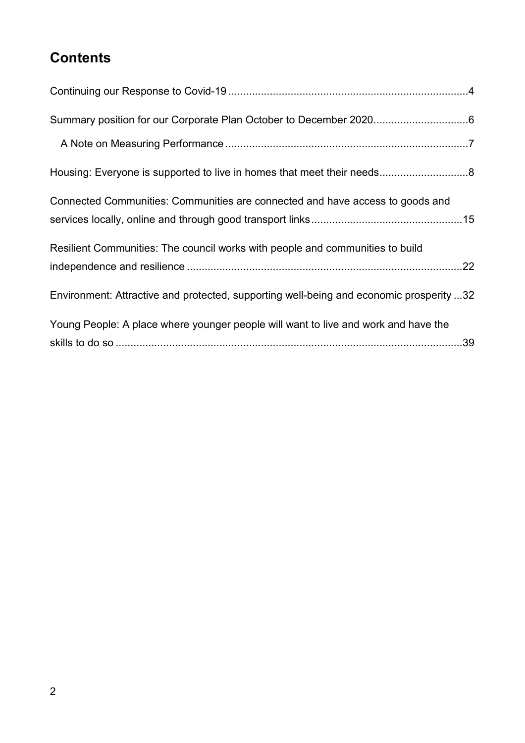## Contents

Continuing our Response to Covid-19 ........................................ 4

Summary position for our Corporate Plan October to December 2020 ........................................ 6

- A Note on Measuring Performance ........................................ 7

Housing: Everyone is supported to live in homes that meet their needs ........................................ 8

Connected Communities: Communities are connected and have access to goods and services locally, online and through good transport links ........................................ 15

Resilient Communities: The council works with people and communities to build independence and resilience ........................................ 22

Environment: Attractive and protected, supporting well-being and economic prosperity ... 32

Young People: A place where younger people will want to live and work and have the skills to do so ........................................ 39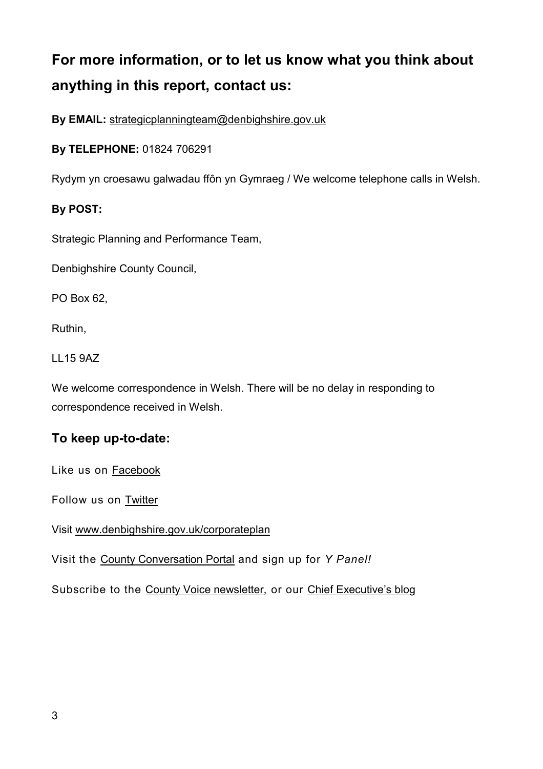## For more information, or to let us know what you think about anything in this report, contact us:

**By EMAIL:** strategicplanningteam@denbighshire.gov.uk

**By TELEPHONE:** 01824 706291

Rydym yn croesawu galwadau ffôn yn Gymraeg / We welcome telephone calls in Welsh.

**By POST:**

Strategic Planning and Performance Team,

Denbighshire County Council,

PO Box 62,

Ruthin,

LL15 9AZ

We welcome correspondence in Welsh. There will be no delay in responding to correspondence received in Welsh.

### To keep up-to-date:

Like us on Facebook

Follow us on Twitter

Visit www.denbighshire.gov.uk/corporateplan

Visit the County Conversation Portal and sign up for *Y Panel!*

Subscribe to the County Voice newsletter, or our Chief Executive's blog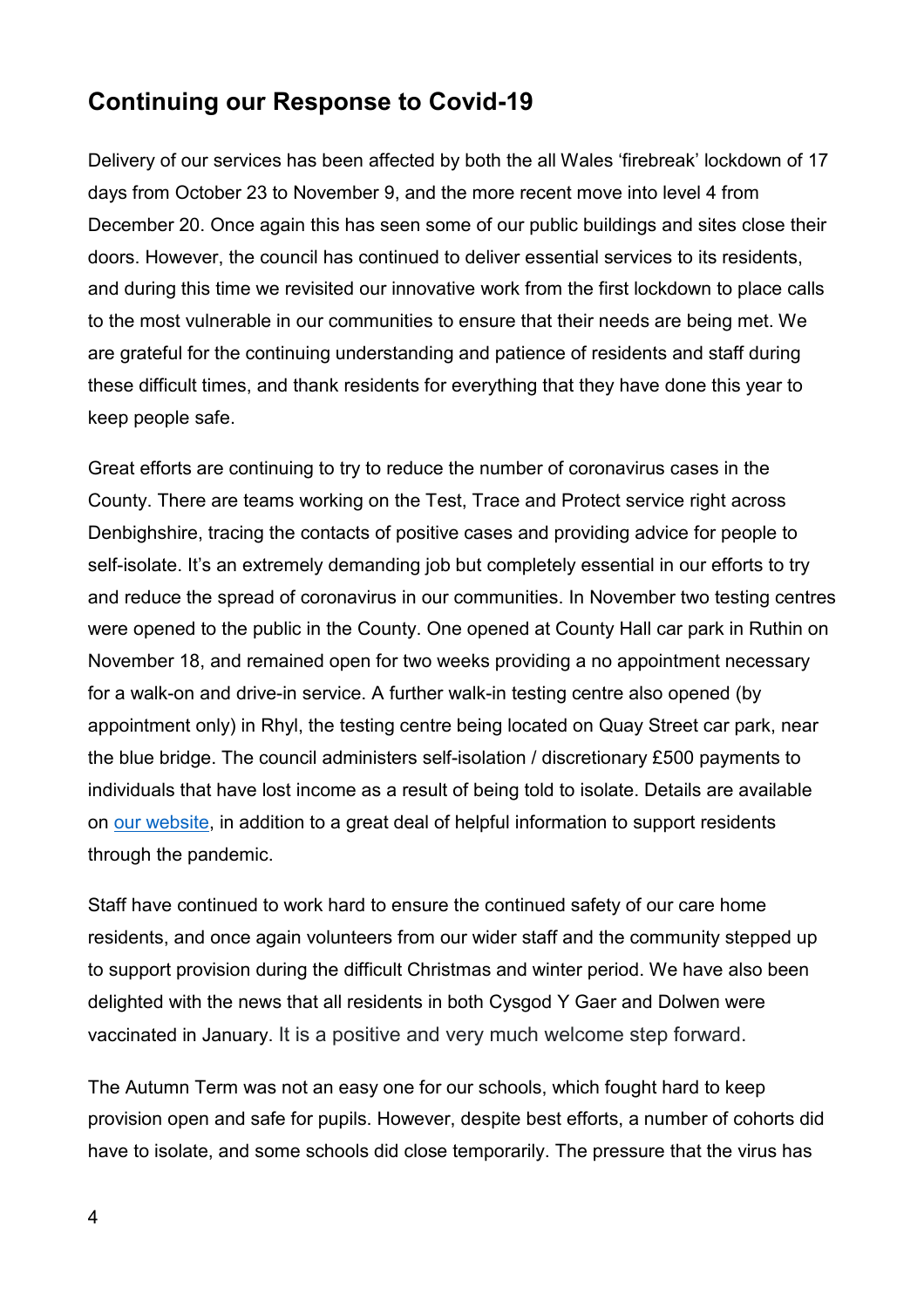## Continuing our Response to Covid-19

Delivery of our services has been affected by both the all Wales 'firebreak' lockdown of 17 days from October 23 to November 9, and the more recent move into level 4 from December 20. Once again this has seen some of our public buildings and sites close their doors. However, the council has continued to deliver essential services to its residents, and during this time we revisited our innovative work from the first lockdown to place calls to the most vulnerable in our communities to ensure that their needs are being met. We are grateful for the continuing understanding and patience of residents and staff during these difficult times, and thank residents for everything that they have done this year to keep people safe.

Great efforts are continuing to try to reduce the number of coronavirus cases in the County. There are teams working on the Test, Trace and Protect service right across Denbighshire, tracing the contacts of positive cases and providing advice for people to self-isolate. It's an extremely demanding job but completely essential in our efforts to try and reduce the spread of coronavirus in our communities. In November two testing centres were opened to the public in the County. One opened at County Hall car park in Ruthin on November 18, and remained open for two weeks providing a no appointment necessary for a walk-on and drive-in service. A further walk-in testing centre also opened (by appointment only) in Rhyl, the testing centre being located on Quay Street car park, near the blue bridge. The council administers self-isolation / discretionary £500 payments to individuals that have lost income as a result of being told to isolate. Details are available on our website, in addition to a great deal of helpful information to support residents through the pandemic.

Staff have continued to work hard to ensure the continued safety of our care home residents, and once again volunteers from our wider staff and the community stepped up to support provision during the difficult Christmas and winter period. We have also been delighted with the news that all residents in both Cysgod Y Gaer and Dolwen were vaccinated in January. It is a positive and very much welcome step forward.

The Autumn Term was not an easy one for our schools, which fought hard to keep provision open and safe for pupils. However, despite best efforts, a number of cohorts did have to isolate, and some schools did close temporarily. The pressure that the virus has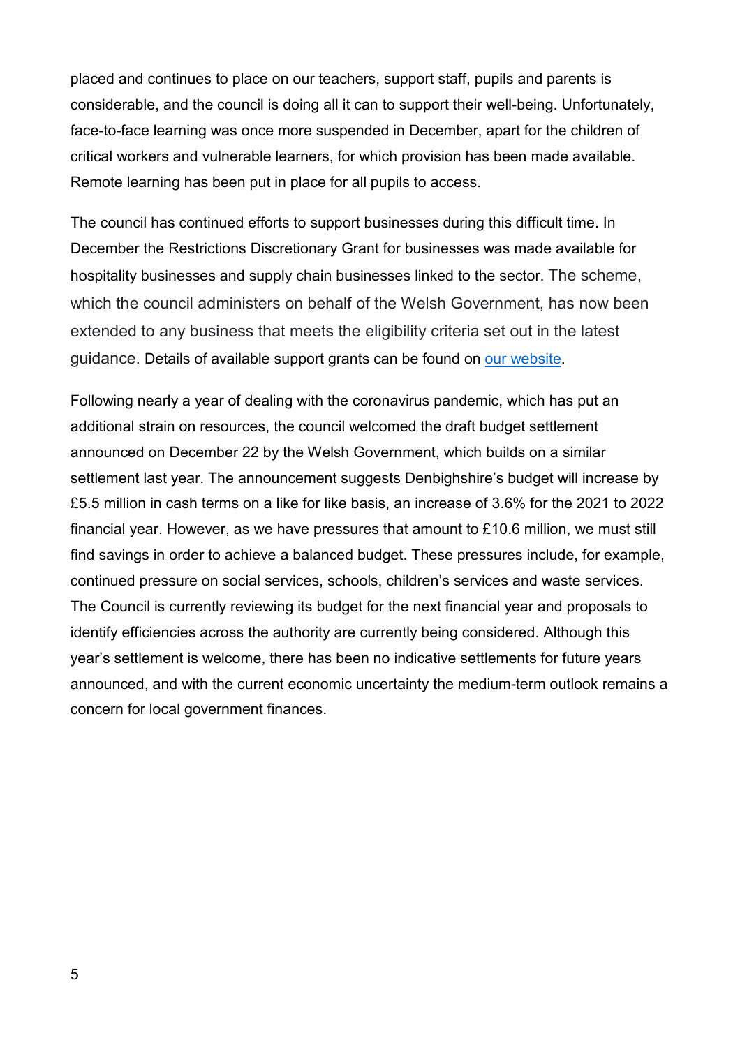placed and continues to place on our teachers, support staff, pupils and parents is considerable, and the council is doing all it can to support their well-being. Unfortunately, face-to-face learning was once more suspended in December, apart for the children of critical workers and vulnerable learners, for which provision has been made available. Remote learning has been put in place for all pupils to access.

The council has continued efforts to support businesses during this difficult time. In December the Restrictions Discretionary Grant for businesses was made available for hospitality businesses and supply chain businesses linked to the sector. The scheme, which the council administers on behalf of the Welsh Government, has now been extended to any business that meets the eligibility criteria set out in the latest guidance. Details of available support grants can be found on [our website](our website).

Following nearly a year of dealing with the coronavirus pandemic, which has put an additional strain on resources, the council welcomed the draft budget settlement announced on December 22 by the Welsh Government, which builds on a similar settlement last year. The announcement suggests Denbighshire's budget will increase by £5.5 million in cash terms on a like for like basis, an increase of 3.6% for the 2021 to 2022 financial year. However, as we have pressures that amount to £10.6 million, we must still find savings in order to achieve a balanced budget. These pressures include, for example, continued pressure on social services, schools, children's services and waste services. The Council is currently reviewing its budget for the next financial year and proposals to identify efficiencies across the authority are currently being considered. Although this year's settlement is welcome, there has been no indicative settlements for future years announced, and with the current economic uncertainty the medium-term outlook remains a concern for local government finances.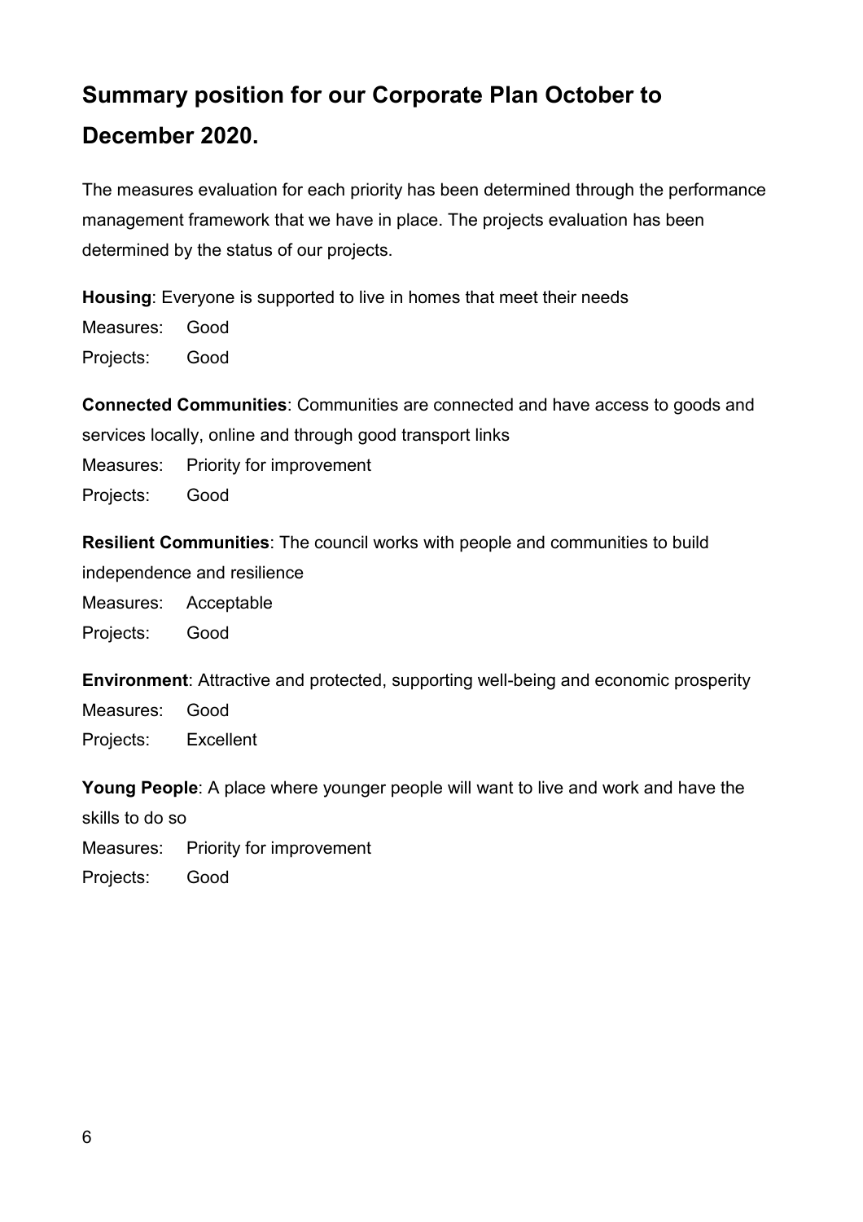# Summary position for our Corporate Plan October to December 2020.

The measures evaluation for each priority has been determined through the performance management framework that we have in place. The projects evaluation has been determined by the status of our projects.

**Housing**: Everyone is supported to live in homes that meet their needs

Measures: Good

Projects: Good

**Connected Communities**: Communities are connected and have access to goods and services locally, online and through good transport links

Measures: Priority for improvement

Projects: Good

**Resilient Communities**: The council works with people and communities to build independence and resilience

Measures: Acceptable

Projects: Good

**Environment**: Attractive and protected, supporting well-being and economic prosperity

Measures: Good

Projects: Excellent

**Young People**: A place where younger people will want to live and work and have the skills to do so

Measures: Priority for improvement

Projects: Good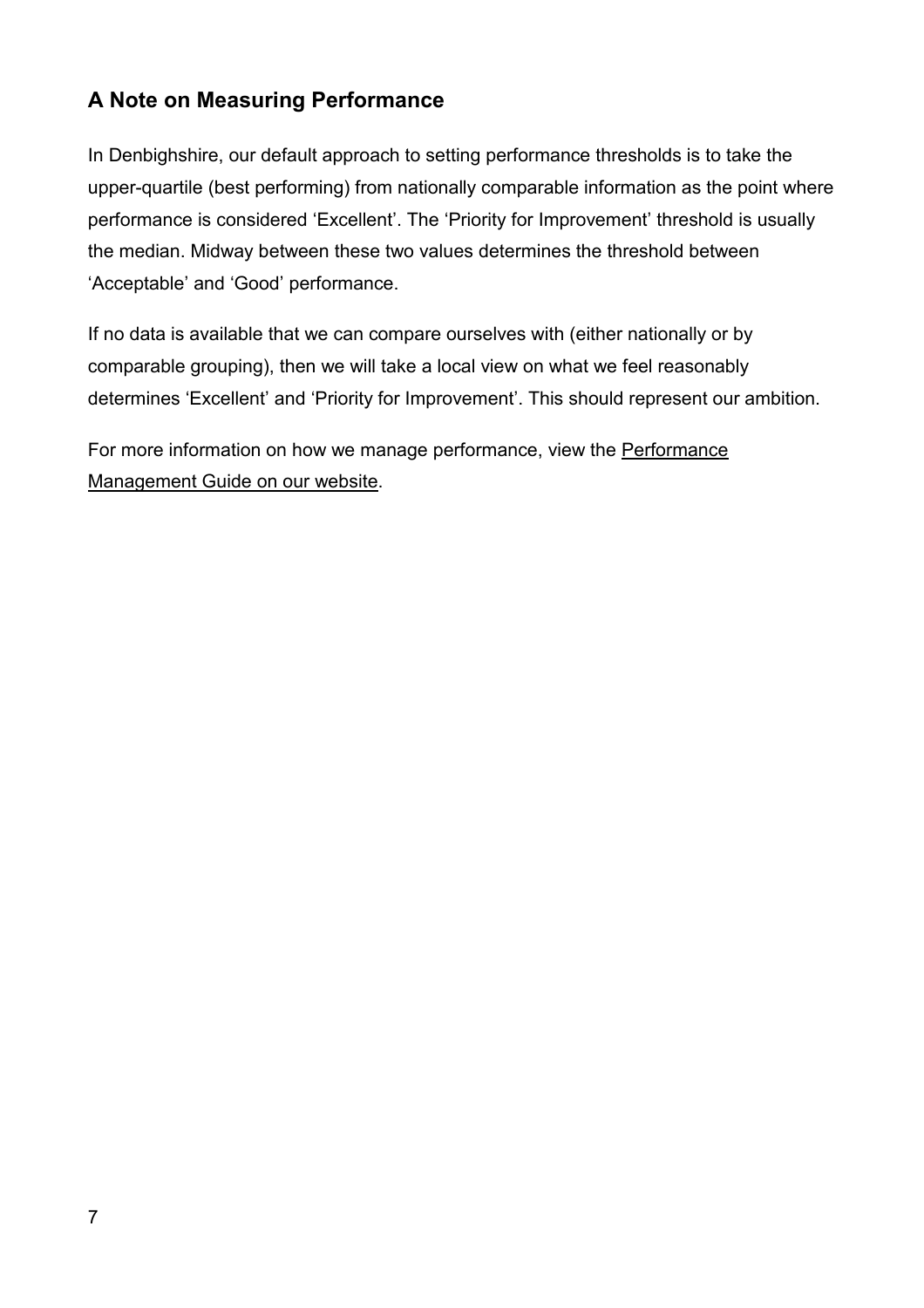## A Note on Measuring Performance

In Denbighshire, our default approach to setting performance thresholds is to take the upper-quartile (best performing) from nationally comparable information as the point where performance is considered 'Excellent'. The 'Priority for Improvement' threshold is usually the median. Midway between these two values determines the threshold between 'Acceptable' and 'Good' performance.

If no data is available that we can compare ourselves with (either nationally or by comparable grouping), then we will take a local view on what we feel reasonably determines 'Excellent' and 'Priority for Improvement'. This should represent our ambition.

For more information on how we manage performance, view the Performance Management Guide on our website.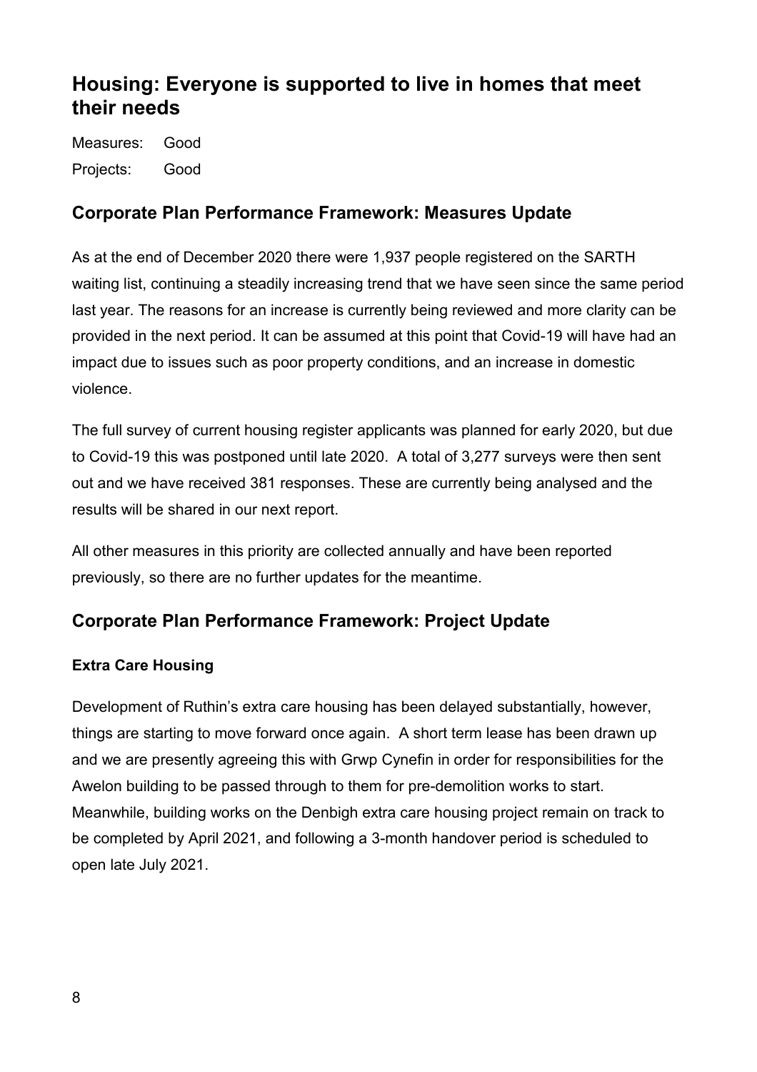## Housing: Everyone is supported to live in homes that meet their needs

Measures: Good

Projects: Good

### Corporate Plan Performance Framework: Measures Update

As at the end of December 2020 there were 1,937 people registered on the SARTH waiting list, continuing a steadily increasing trend that we have seen since the same period last year. The reasons for an increase is currently being reviewed and more clarity can be provided in the next period. It can be assumed at this point that Covid-19 will have had an impact due to issues such as poor property conditions, and an increase in domestic violence.

The full survey of current housing register applicants was planned for early 2020, but due to Covid-19 this was postponed until late 2020. A total of 3,277 surveys were then sent out and we have received 381 responses. These are currently being analysed and the results will be shared in our next report.

All other measures in this priority are collected annually and have been reported previously, so there are no further updates for the meantime.

### Corporate Plan Performance Framework: Project Update

#### Extra Care Housing

Development of Ruthin's extra care housing has been delayed substantially, however, things are starting to move forward once again. A short term lease has been drawn up and we are presently agreeing this with Grwp Cynefin in order for responsibilities for the Awelon building to be passed through to them for pre-demolition works to start. Meanwhile, building works on the Denbigh extra care housing project remain on track to be completed by April 2021, and following a 3-month handover period is scheduled to open late July 2021.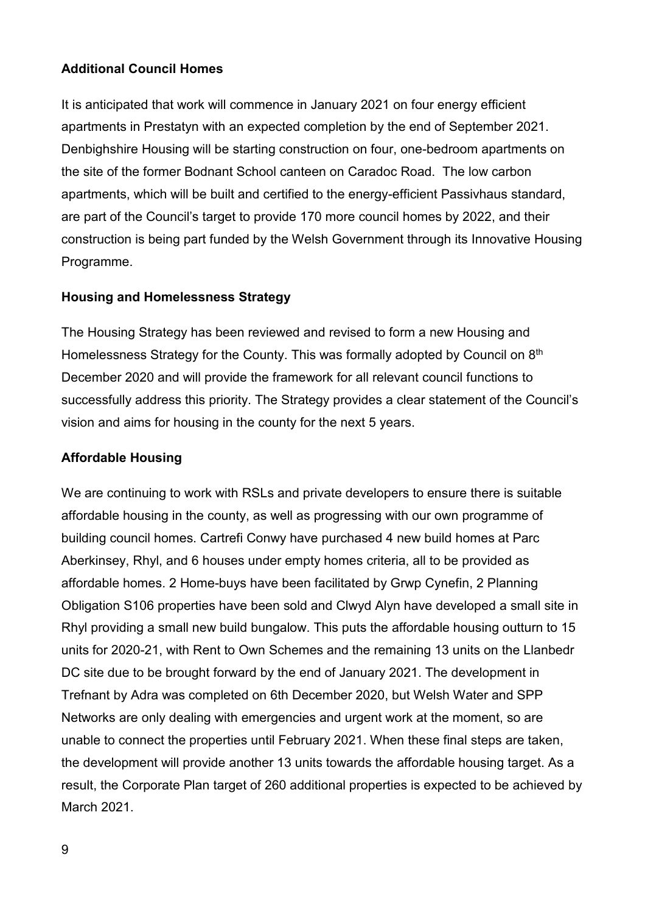**Additional Council Homes**

It is anticipated that work will commence in January 2021 on four energy efficient apartments in Prestatyn with an expected completion by the end of September 2021. Denbighshire Housing will be starting construction on four, one-bedroom apartments on the site of the former Bodnant School canteen on Caradoc Road. The low carbon apartments, which will be built and certified to the energy-efficient Passivhaus standard, are part of the Council's target to provide 170 more council homes by 2022, and their construction is being part funded by the Welsh Government through its Innovative Housing Programme.

**Housing and Homelessness Strategy**

The Housing Strategy has been reviewed and revised to form a new Housing and Homelessness Strategy for the County. This was formally adopted by Council on 8th December 2020 and will provide the framework for all relevant council functions to successfully address this priority. The Strategy provides a clear statement of the Council's vision and aims for housing in the county for the next 5 years.

**Affordable Housing**

We are continuing to work with RSLs and private developers to ensure there is suitable affordable housing in the county, as well as progressing with our own programme of building council homes. Cartrefi Conwy have purchased 4 new build homes at Parc Aberkinsey, Rhyl, and 6 houses under empty homes criteria, all to be provided as affordable homes. 2 Home-buys have been facilitated by Grwp Cynefin, 2 Planning Obligation S106 properties have been sold and Clwyd Alyn have developed a small site in Rhyl providing a small new build bungalow. This puts the affordable housing outturn to 15 units for 2020-21, with Rent to Own Schemes and the remaining 13 units on the Llanbedr DC site due to be brought forward by the end of January 2021. The development in Trefnant by Adra was completed on 6th December 2020, but Welsh Water and SPP Networks are only dealing with emergencies and urgent work at the moment, so are unable to connect the properties until February 2021. When these final steps are taken, the development will provide another 13 units towards the affordable housing target. As a result, the Corporate Plan target of 260 additional properties is expected to be achieved by March 2021.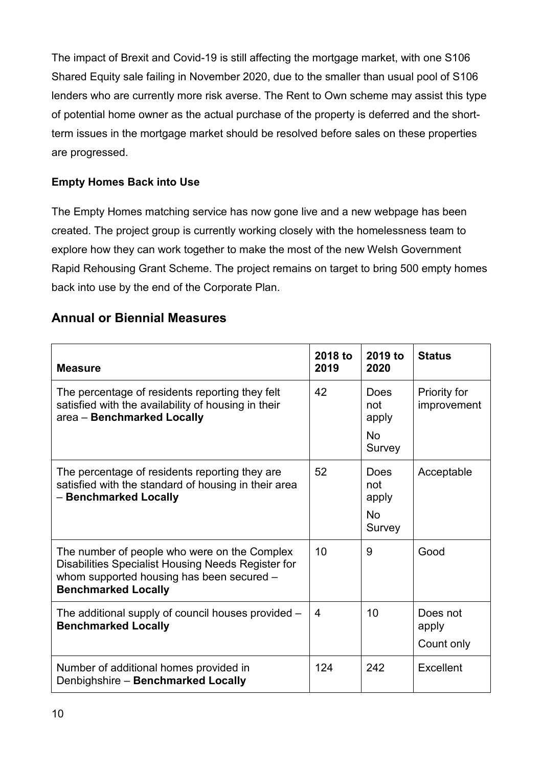The impact of Brexit and Covid-19 is still affecting the mortgage market, with one S106 Shared Equity sale failing in November 2020, due to the smaller than usual pool of S106 lenders who are currently more risk averse. The Rent to Own scheme may assist this type of potential home owner as the actual purchase of the property is deferred and the short-term issues in the mortgage market should be resolved before sales on these properties are progressed.

**Empty Homes Back into Use**

The Empty Homes matching service has now gone live and a new webpage has been created. The project group is currently working closely with the homelessness team to explore how they can work together to make the most of the new Welsh Government Rapid Rehousing Grant Scheme. The project remains on target to bring 500 empty homes back into use by the end of the Corporate Plan.

## Annual or Biennial Measures

| Measure | 2018 to 2019 | 2019 to 2020 | Status |
|---|---|---|---|
| The percentage of residents reporting they felt satisfied with the availability of housing in their area – **Benchmarked Locally** | 42 | Does not apply<br>No Survey | Priority for improvement |
| The percentage of residents reporting they are satisfied with the standard of housing in their area – **Benchmarked Locally** | 52 | Does not apply<br>No Survey | Acceptable |
| The number of people who were on the Complex Disabilities Specialist Housing Needs Register for whom supported housing has been secured – **Benchmarked Locally** | 10 | 9 | Good |
| The additional supply of council houses provided – **Benchmarked Locally** | 4 | 10 | Does not apply<br>Count only |
| Number of additional homes provided in Denbighshire – **Benchmarked Locally** | 124 | 242 | Excellent |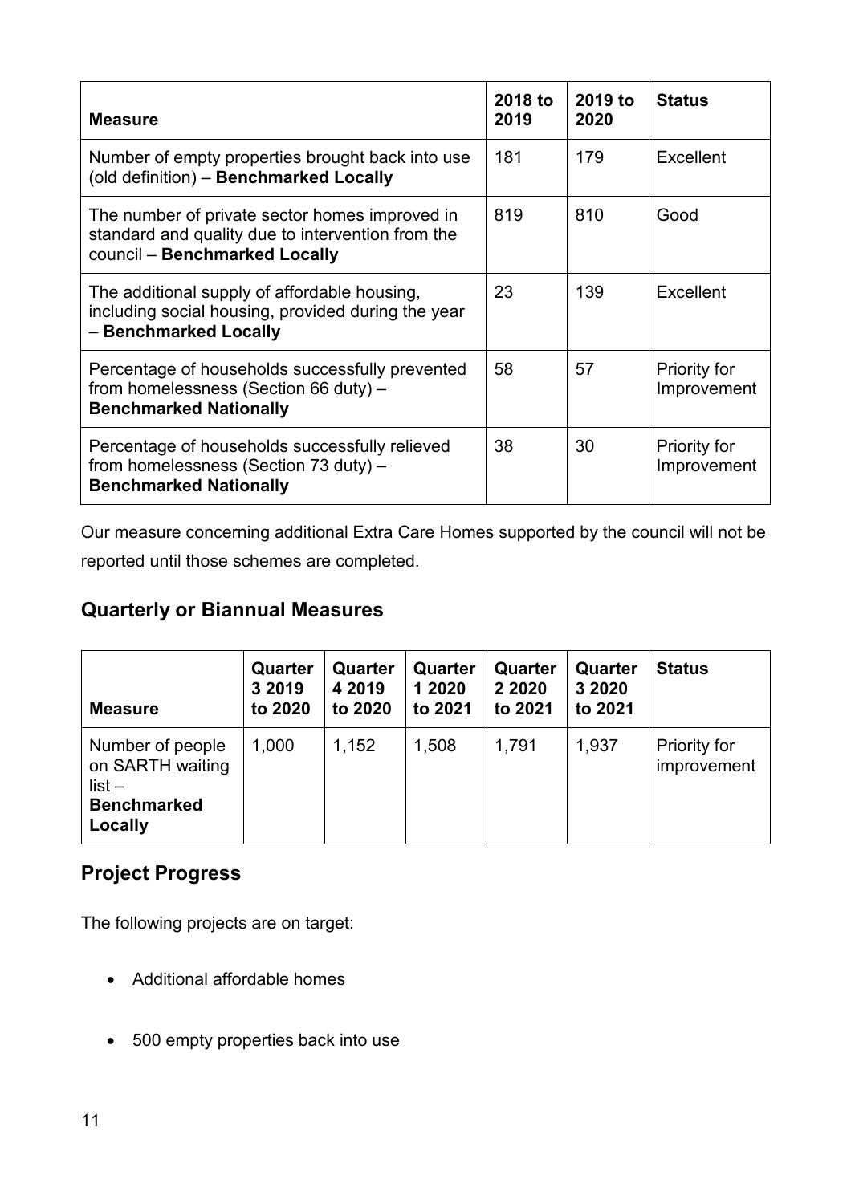| **Measure** | **2018 to 2019** | **2019 to 2020** | **Status** |
|---|---|---|---|
| Number of empty properties brought back into use (old definition) – **Benchmarked Locally** | 181 | 179 | Excellent |
| The number of private sector homes improved in standard and quality due to intervention from the council – **Benchmarked Locally** | 819 | 810 | Good |
| The additional supply of affordable housing, including social housing, provided during the year – **Benchmarked Locally** | 23 | 139 | Excellent |
| Percentage of households successfully prevented from homelessness (Section 66 duty) – **Benchmarked Nationally** | 58 | 57 | Priority for Improvement |
| Percentage of households successfully relieved from homelessness (Section 73 duty) – **Benchmarked Nationally** | 38 | 30 | Priority for Improvement |

Our measure concerning additional Extra Care Homes supported by the council will not be reported until those schemes are completed.

## Quarterly or Biannual Measures

| **Measure** | **Quarter 3 2019 to 2020** | **Quarter 4 2019 to 2020** | **Quarter 1 2020 to 2021** | **Quarter 2 2020 to 2021** | **Quarter 3 2020 to 2021** | **Status** |
|---|---|---|---|---|---|---|
| Number of people on SARTH waiting list – **Benchmarked Locally** | 1,000 | 1,152 | 1,508 | 1,791 | 1,937 | Priority for improvement |

## Project Progress

The following projects are on target:

- Additional affordable homes
- 500 empty properties back into use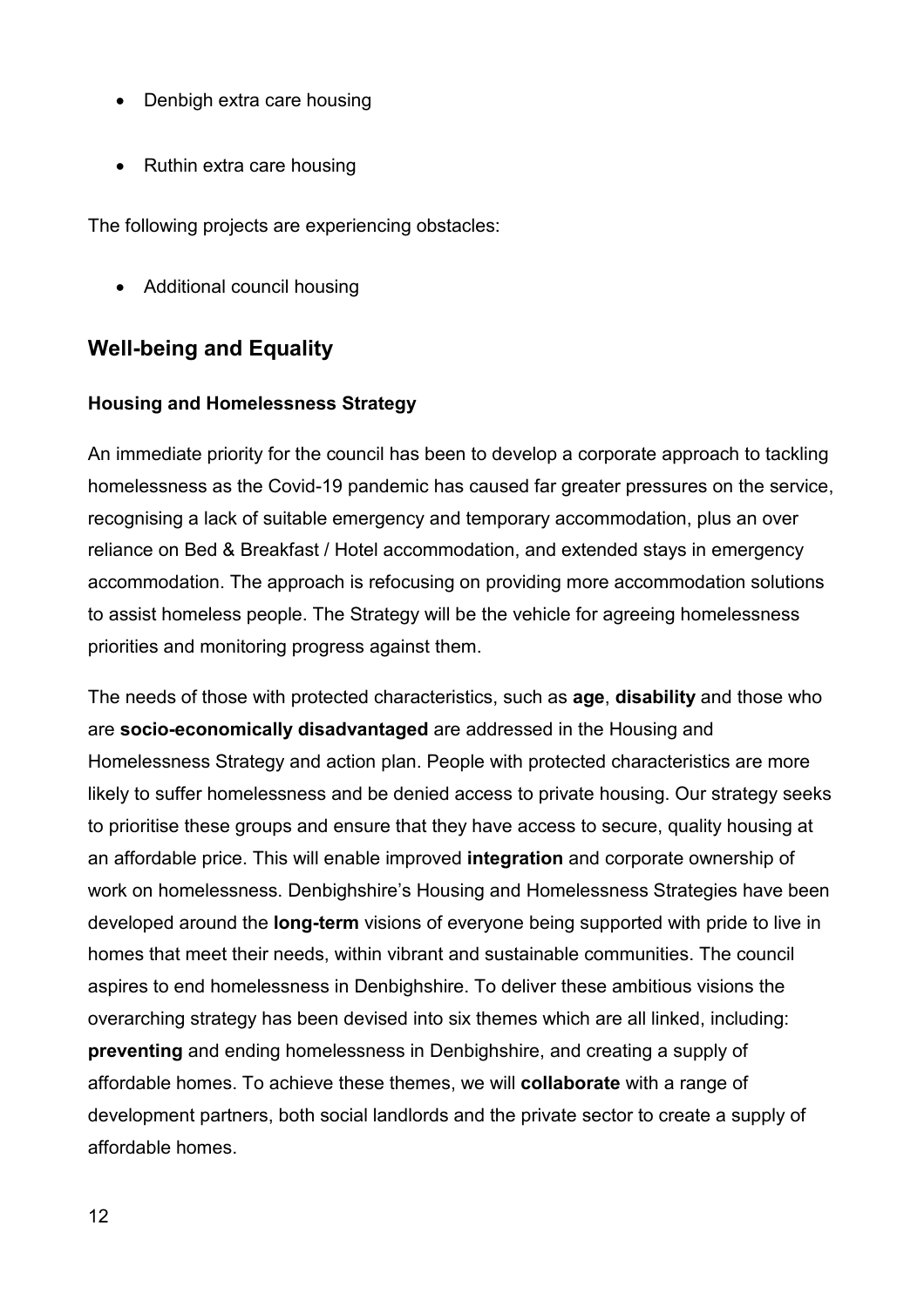- Denbigh extra care housing
- Ruthin extra care housing

The following projects are experiencing obstacles:

- Additional council housing

## Well-being and Equality

### Housing and Homelessness Strategy

An immediate priority for the council has been to develop a corporate approach to tackling homelessness as the Covid-19 pandemic has caused far greater pressures on the service, recognising a lack of suitable emergency and temporary accommodation, plus an over reliance on Bed & Breakfast / Hotel accommodation, and extended stays in emergency accommodation. The approach is refocusing on providing more accommodation solutions to assist homeless people. The Strategy will be the vehicle for agreeing homelessness priorities and monitoring progress against them.

The needs of those with protected characteristics, such as **age**, **disability** and those who are **socio-economically disadvantaged** are addressed in the Housing and Homelessness Strategy and action plan. People with protected characteristics are more likely to suffer homelessness and be denied access to private housing. Our strategy seeks to prioritise these groups and ensure that they have access to secure, quality housing at an affordable price. This will enable improved **integration** and corporate ownership of work on homelessness. Denbighshire's Housing and Homelessness Strategies have been developed around the **long-term** visions of everyone being supported with pride to live in homes that meet their needs, within vibrant and sustainable communities. The council aspires to end homelessness in Denbighshire. To deliver these ambitious visions the overarching strategy has been devised into six themes which are all linked, including: **preventing** and ending homelessness in Denbighshire, and creating a supply of affordable homes. To achieve these themes, we will **collaborate** with a range of development partners, both social landlords and the private sector to create a supply of affordable homes.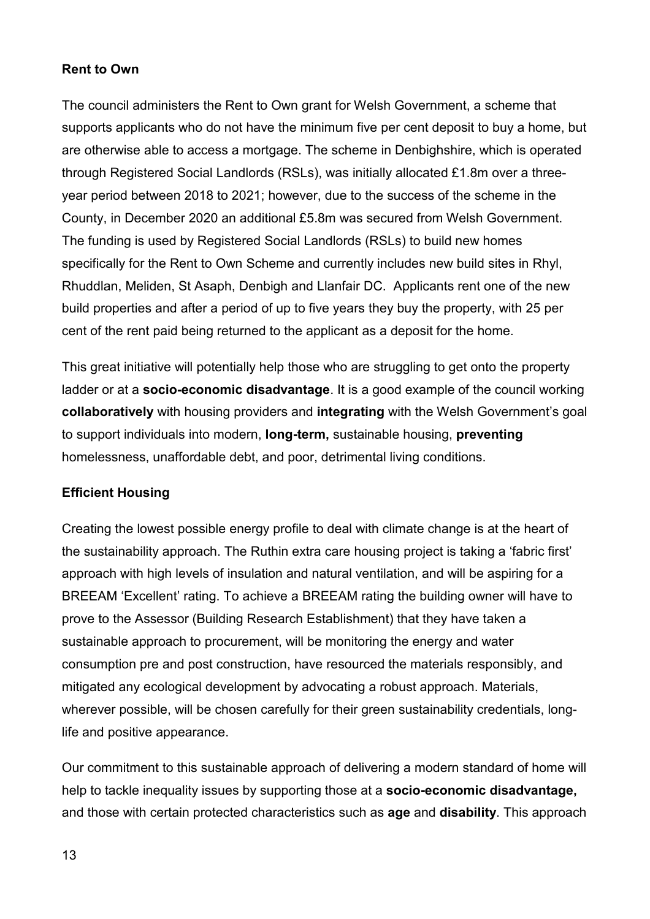**Rent to Own**

The council administers the Rent to Own grant for Welsh Government, a scheme that supports applicants who do not have the minimum five per cent deposit to buy a home, but are otherwise able to access a mortgage. The scheme in Denbighshire, which is operated through Registered Social Landlords (RSLs), was initially allocated £1.8m over a three-year period between 2018 to 2021; however, due to the success of the scheme in the County, in December 2020 an additional £5.8m was secured from Welsh Government. The funding is used by Registered Social Landlords (RSLs) to build new homes specifically for the Rent to Own Scheme and currently includes new build sites in Rhyl, Rhuddlan, Meliden, St Asaph, Denbigh and Llanfair DC. Applicants rent one of the new build properties and after a period of up to five years they buy the property, with 25 per cent of the rent paid being returned to the applicant as a deposit for the home.

This great initiative will potentially help those who are struggling to get onto the property ladder or at a **socio-economic disadvantage**. It is a good example of the council working **collaboratively** with housing providers and **integrating** with the Welsh Government's goal to support individuals into modern, **long-term,** sustainable housing, **preventing** homelessness, unaffordable debt, and poor, detrimental living conditions.

**Efficient Housing**

Creating the lowest possible energy profile to deal with climate change is at the heart of the sustainability approach. The Ruthin extra care housing project is taking a 'fabric first' approach with high levels of insulation and natural ventilation, and will be aspiring for a BREEAM 'Excellent' rating. To achieve a BREEAM rating the building owner will have to prove to the Assessor (Building Research Establishment) that they have taken a sustainable approach to procurement, will be monitoring the energy and water consumption pre and post construction, have resourced the materials responsibly, and mitigated any ecological development by advocating a robust approach. Materials, wherever possible, will be chosen carefully for their green sustainability credentials, long-life and positive appearance.

Our commitment to this sustainable approach of delivering a modern standard of home will help to tackle inequality issues by supporting those at a **socio-economic disadvantage,** and those with certain protected characteristics such as **age** and **disability**. This approach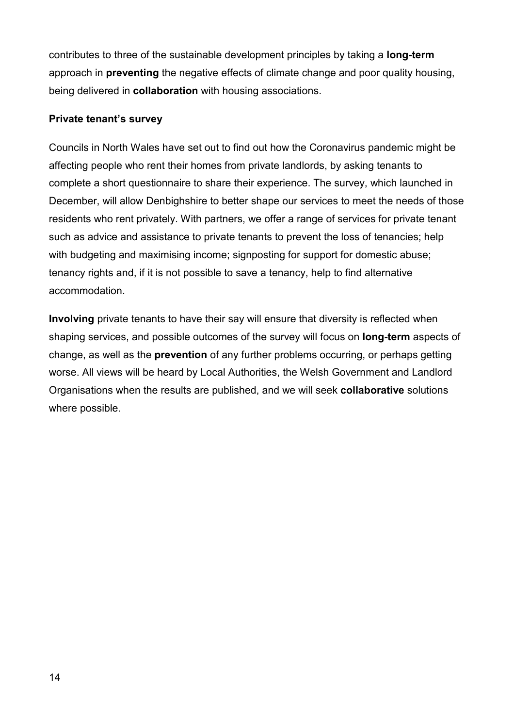contributes to three of the sustainable development principles by taking a **long-term** approach in **preventing** the negative effects of climate change and poor quality housing, being delivered in **collaboration** with housing associations.

**Private tenant's survey**

Councils in North Wales have set out to find out how the Coronavirus pandemic might be affecting people who rent their homes from private landlords, by asking tenants to complete a short questionnaire to share their experience. The survey, which launched in December, will allow Denbighshire to better shape our services to meet the needs of those residents who rent privately. With partners, we offer a range of services for private tenant such as advice and assistance to private tenants to prevent the loss of tenancies; help with budgeting and maximising income; signposting for support for domestic abuse; tenancy rights and, if it is not possible to save a tenancy, help to find alternative accommodation.

**Involving** private tenants to have their say will ensure that diversity is reflected when shaping services, and possible outcomes of the survey will focus on **long-term** aspects of change, as well as the **prevention** of any further problems occurring, or perhaps getting worse. All views will be heard by Local Authorities, the Welsh Government and Landlord Organisations when the results are published, and we will seek **collaborative** solutions where possible.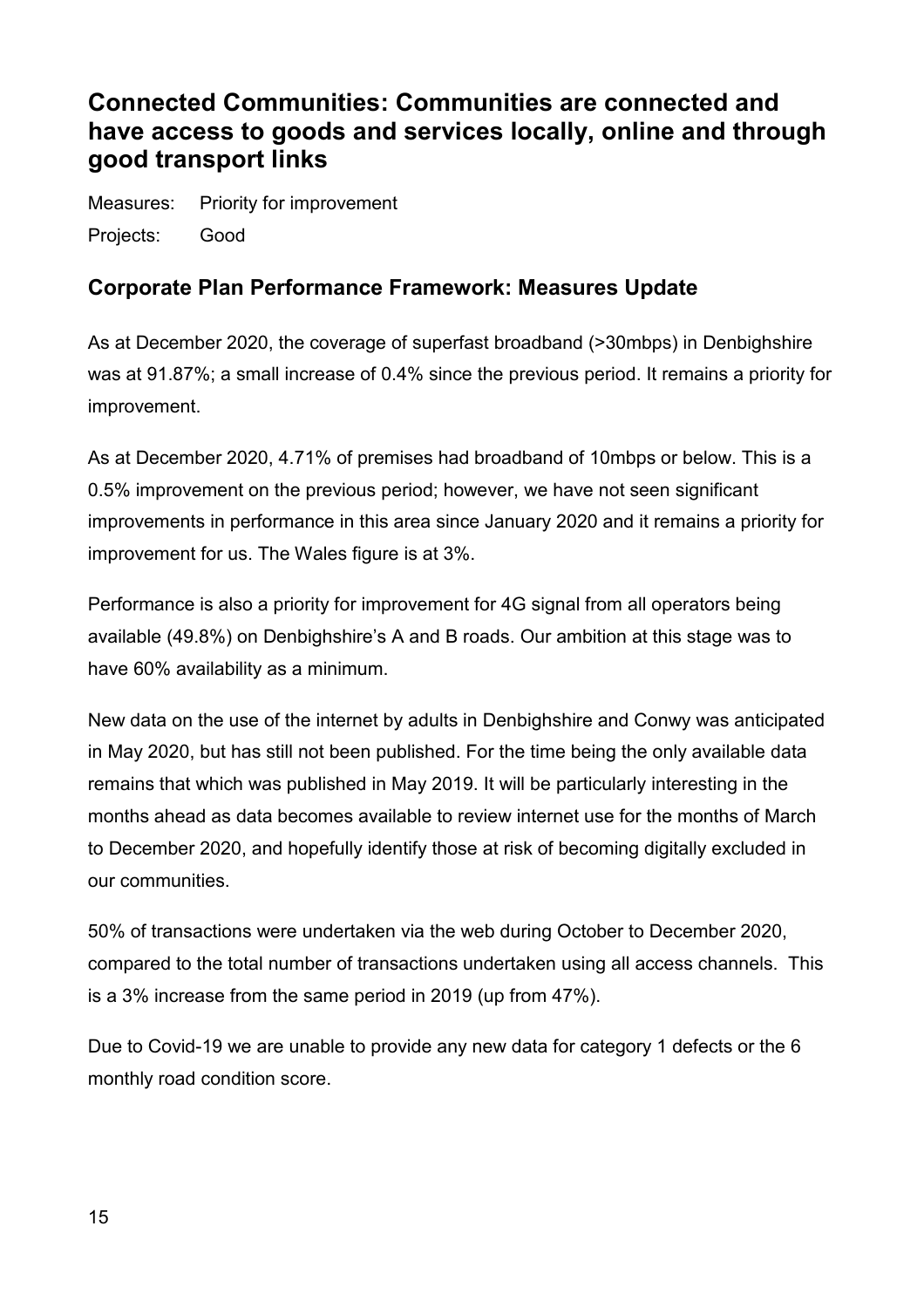## Connected Communities: Communities are connected and have access to goods and services locally, online and through good transport links

Measures: Priority for improvement

Projects: Good

### Corporate Plan Performance Framework: Measures Update

As at December 2020, the coverage of superfast broadband (>30mbps) in Denbighshire was at 91.87%; a small increase of 0.4% since the previous period. It remains a priority for improvement.

As at December 2020, 4.71% of premises had broadband of 10mbps or below. This is a 0.5% improvement on the previous period; however, we have not seen significant improvements in performance in this area since January 2020 and it remains a priority for improvement for us. The Wales figure is at 3%.

Performance is also a priority for improvement for 4G signal from all operators being available (49.8%) on Denbighshire's A and B roads. Our ambition at this stage was to have 60% availability as a minimum.

New data on the use of the internet by adults in Denbighshire and Conwy was anticipated in May 2020, but has still not been published. For the time being the only available data remains that which was published in May 2019. It will be particularly interesting in the months ahead as data becomes available to review internet use for the months of March to December 2020, and hopefully identify those at risk of becoming digitally excluded in our communities.

50% of transactions were undertaken via the web during October to December 2020, compared to the total number of transactions undertaken using all access channels. This is a 3% increase from the same period in 2019 (up from 47%).

Due to Covid-19 we are unable to provide any new data for category 1 defects or the 6 monthly road condition score.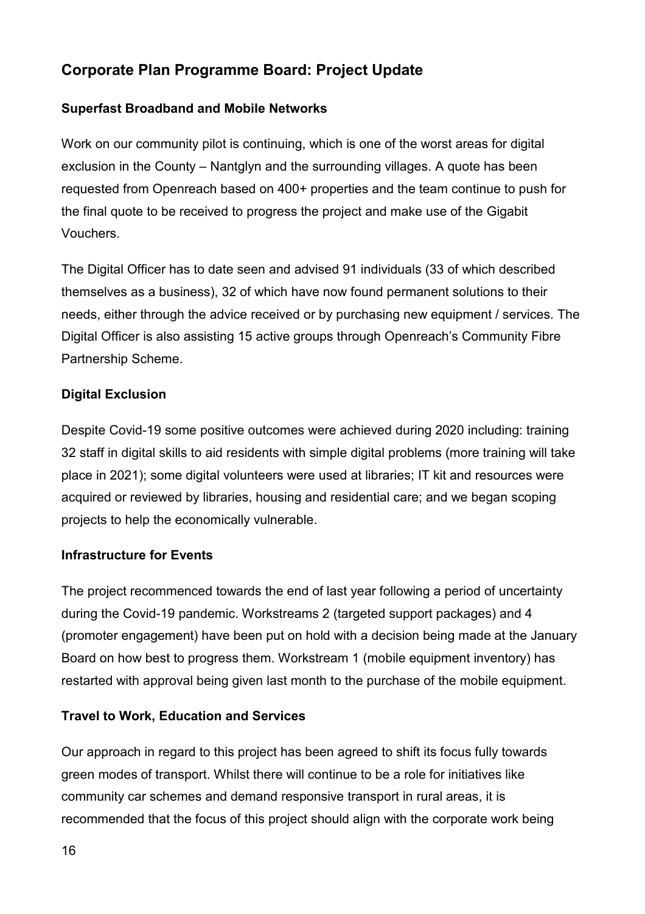## Corporate Plan Programme Board: Project Update

### Superfast Broadband and Mobile Networks

Work on our community pilot is continuing, which is one of the worst areas for digital exclusion in the County – Nantglyn and the surrounding villages. A quote has been requested from Openreach based on 400+ properties and the team continue to push for the final quote to be received to progress the project and make use of the Gigabit Vouchers.

The Digital Officer has to date seen and advised 91 individuals (33 of which described themselves as a business), 32 of which have now found permanent solutions to their needs, either through the advice received or by purchasing new equipment / services. The Digital Officer is also assisting 15 active groups through Openreach's Community Fibre Partnership Scheme.

### Digital Exclusion

Despite Covid-19 some positive outcomes were achieved during 2020 including: training 32 staff in digital skills to aid residents with simple digital problems (more training will take place in 2021); some digital volunteers were used at libraries; IT kit and resources were acquired or reviewed by libraries, housing and residential care; and we began scoping projects to help the economically vulnerable.

### Infrastructure for Events

The project recommenced towards the end of last year following a period of uncertainty during the Covid-19 pandemic. Workstreams 2 (targeted support packages) and 4 (promoter engagement) have been put on hold with a decision being made at the January Board on how best to progress them. Workstream 1 (mobile equipment inventory) has restarted with approval being given last month to the purchase of the mobile equipment.

### Travel to Work, Education and Services

Our approach in regard to this project has been agreed to shift its focus fully towards green modes of transport. Whilst there will continue to be a role for initiatives like community car schemes and demand responsive transport in rural areas, it is recommended that the focus of this project should align with the corporate work being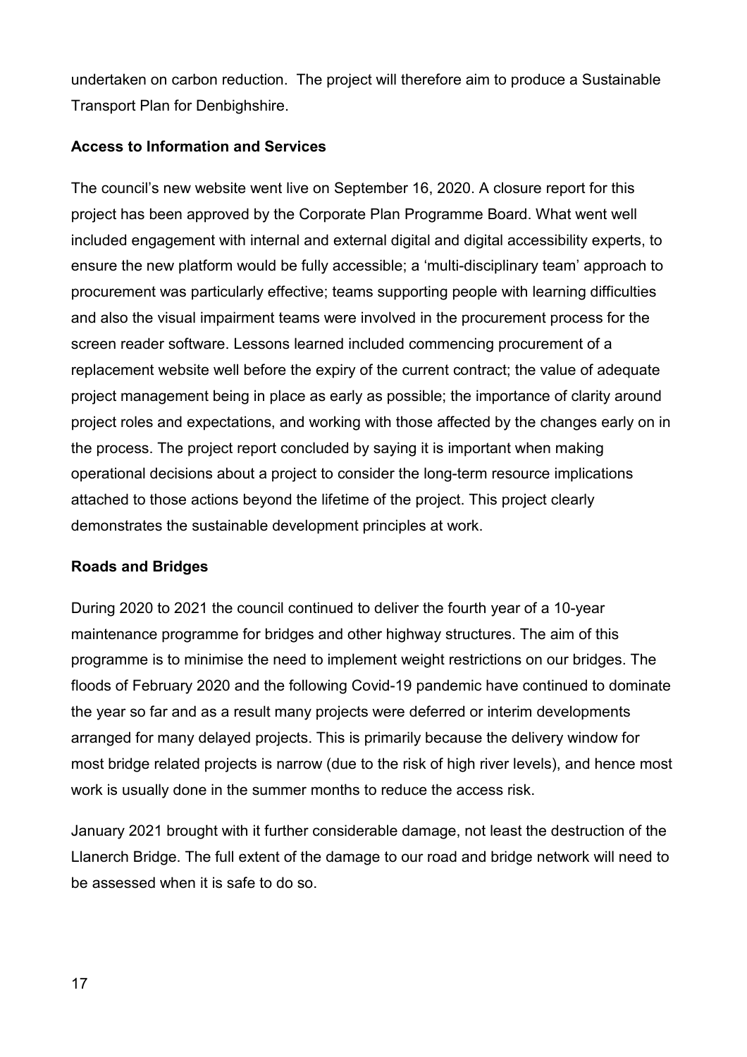undertaken on carbon reduction. The project will therefore aim to produce a Sustainable Transport Plan for Denbighshire.

### Access to Information and Services

The council's new website went live on September 16, 2020. A closure report for this project has been approved by the Corporate Plan Programme Board. What went well included engagement with internal and external digital and digital accessibility experts, to ensure the new platform would be fully accessible; a 'multi-disciplinary team' approach to procurement was particularly effective; teams supporting people with learning difficulties and also the visual impairment teams were involved in the procurement process for the screen reader software. Lessons learned included commencing procurement of a replacement website well before the expiry of the current contract; the value of adequate project management being in place as early as possible; the importance of clarity around project roles and expectations, and working with those affected by the changes early on in the process. The project report concluded by saying it is important when making operational decisions about a project to consider the long-term resource implications attached to those actions beyond the lifetime of the project. This project clearly demonstrates the sustainable development principles at work.

### Roads and Bridges

During 2020 to 2021 the council continued to deliver the fourth year of a 10-year maintenance programme for bridges and other highway structures. The aim of this programme is to minimise the need to implement weight restrictions on our bridges. The floods of February 2020 and the following Covid-19 pandemic have continued to dominate the year so far and as a result many projects were deferred or interim developments arranged for many delayed projects. This is primarily because the delivery window for most bridge related projects is narrow (due to the risk of high river levels), and hence most work is usually done in the summer months to reduce the access risk.

January 2021 brought with it further considerable damage, not least the destruction of the Llanerch Bridge. The full extent of the damage to our road and bridge network will need to be assessed when it is safe to do so.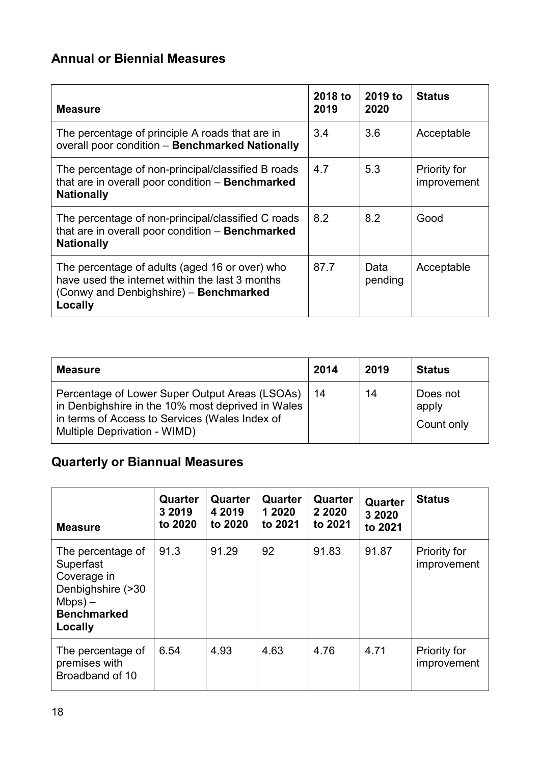## Annual or Biennial Measures

| Measure | 2018 to 2019 | 2019 to 2020 | Status |
|---|---|---|---|
| The percentage of principle A roads that are in overall poor condition – **Benchmarked Nationally** | 3.4 | 3.6 | Acceptable |
| The percentage of non-principal/classified B roads that are in overall poor condition – **Benchmarked Nationally** | 4.7 | 5.3 | Priority for improvement |
| The percentage of non-principal/classified C roads that are in overall poor condition – **Benchmarked Nationally** | 8.2 | 8.2 | Good |
| The percentage of adults (aged 16 or over) who have used the internet within the last 3 months (Conwy and Denbighshire) – **Benchmarked Locally** | 87.7 | Data pending | Acceptable |

| Measure | 2014 | 2019 | Status |
|---|---|---|---|
| Percentage of Lower Super Output Areas (LSOAs) in Denbighshire in the 10% most deprived in Wales in terms of Access to Services (Wales Index of Multiple Deprivation - WIMD) | 14 | 14 | Does not apply<br>Count only |

## Quarterly or Biannual Measures

| Measure | Quarter 3 2019 to 2020 | Quarter 4 2019 to 2020 | Quarter 1 2020 to 2021 | Quarter 2 2020 to 2021 | Quarter 3 2020 to 2021 | Status |
|---|---|---|---|---|---|---|
| The percentage of Superfast Coverage in Denbighshire (>30 Mbps) – **Benchmarked Locally** | 91.3 | 91.29 | 92 | 91.83 | 91.87 | Priority for improvement |
| The percentage of premises with Broadband of 10 | 6.54 | 4.93 | 4.63 | 4.76 | 4.71 | Priority for improvement |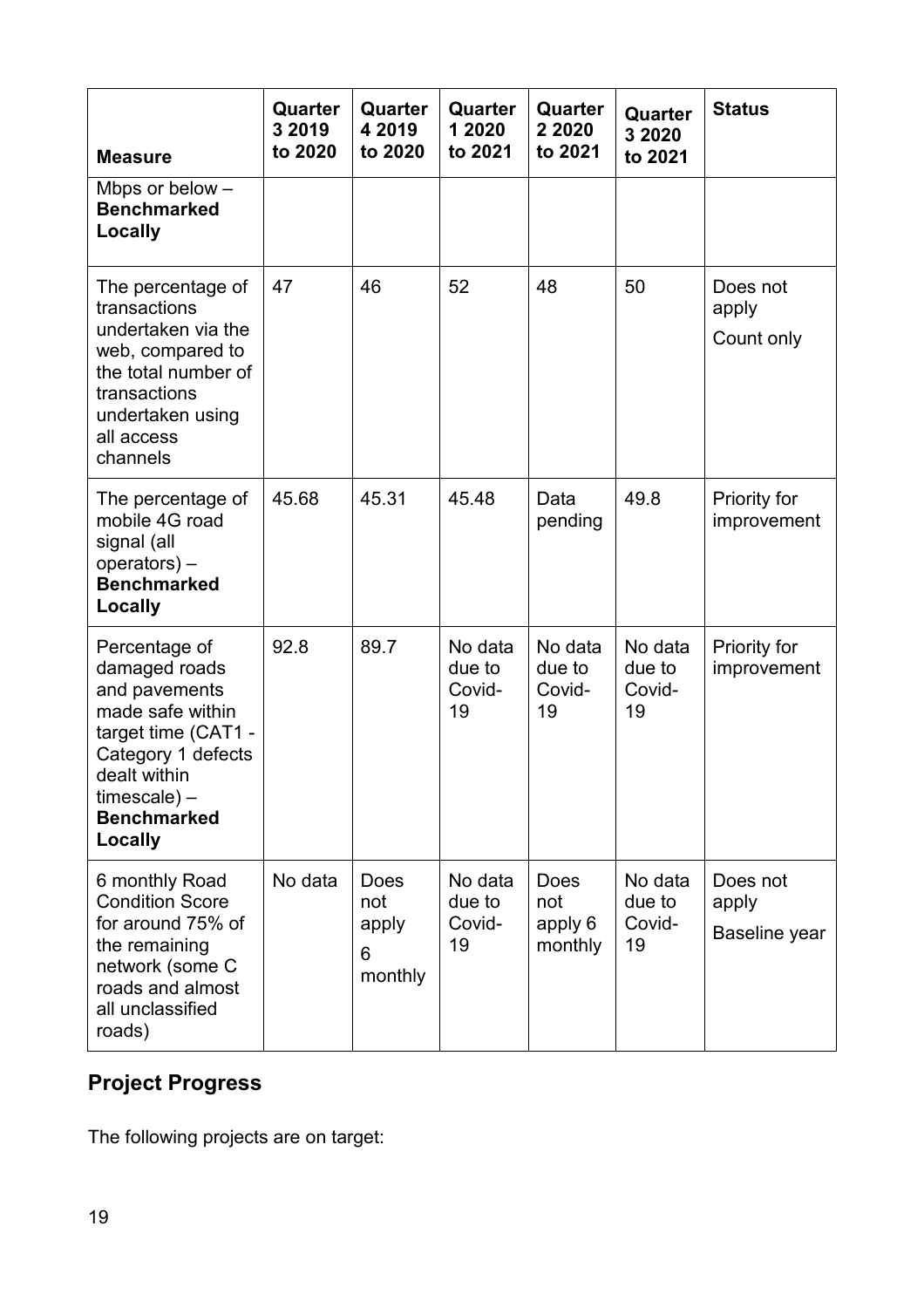| Measure | Quarter 3 2019 to 2020 | Quarter 4 2019 to 2020 | Quarter 1 2020 to 2021 | Quarter 2 2020 to 2021 | Quarter 3 2020 to 2021 | Status |
|---|---|---|---|---|---|---|
| Mbps or below – **Benchmarked Locally** | | | | | | |
| The percentage of transactions undertaken via the web, compared to the total number of transactions undertaken using all access channels | 47 | 46 | 52 | 48 | 50 | Does not apply Count only |
| The percentage of mobile 4G road signal (all operators) – **Benchmarked Locally** | 45.68 | 45.31 | 45.48 | Data pending | 49.8 | Priority for improvement |
| Percentage of damaged roads and pavements made safe within target time (CAT1 - Category 1 defects dealt within timescale) – **Benchmarked Locally** | 92.8 | 89.7 | No data due to Covid-19 | No data due to Covid-19 | No data due to Covid-19 | Priority for improvement |
| 6 monthly Road Condition Score for around 75% of the remaining network (some C roads and almost all unclassified roads) | No data | Does not apply 6 monthly | No data due to Covid-19 | Does not apply 6 monthly | No data due to Covid-19 | Does not apply Baseline year |

## Project Progress

The following projects are on target: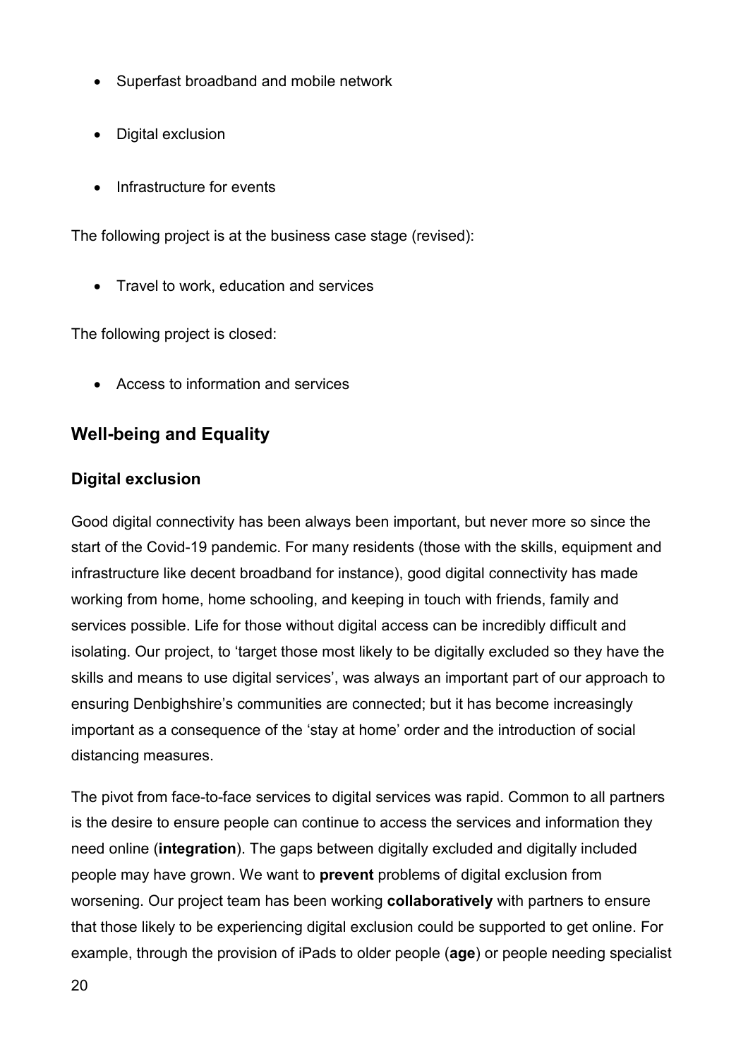- Superfast broadband and mobile network
- Digital exclusion
- Infrastructure for events

The following project is at the business case stage (revised):

- Travel to work, education and services

The following project is closed:

- Access to information and services

## Well-being and Equality

### Digital exclusion

Good digital connectivity has been always been important, but never more so since the start of the Covid-19 pandemic. For many residents (those with the skills, equipment and infrastructure like decent broadband for instance), good digital connectivity has made working from home, home schooling, and keeping in touch with friends, family and services possible. Life for those without digital access can be incredibly difficult and isolating. Our project, to 'target those most likely to be digitally excluded so they have the skills and means to use digital services', was always an important part of our approach to ensuring Denbighshire's communities are connected; but it has become increasingly important as a consequence of the 'stay at home' order and the introduction of social distancing measures.

The pivot from face-to-face services to digital services was rapid. Common to all partners is the desire to ensure people can continue to access the services and information they need online (**integration**). The gaps between digitally excluded and digitally included people may have grown. We want to **prevent** problems of digital exclusion from worsening. Our project team has been working **collaboratively** with partners to ensure that those likely to be experiencing digital exclusion could be supported to get online. For example, through the provision of iPads to older people (**age**) or people needing specialist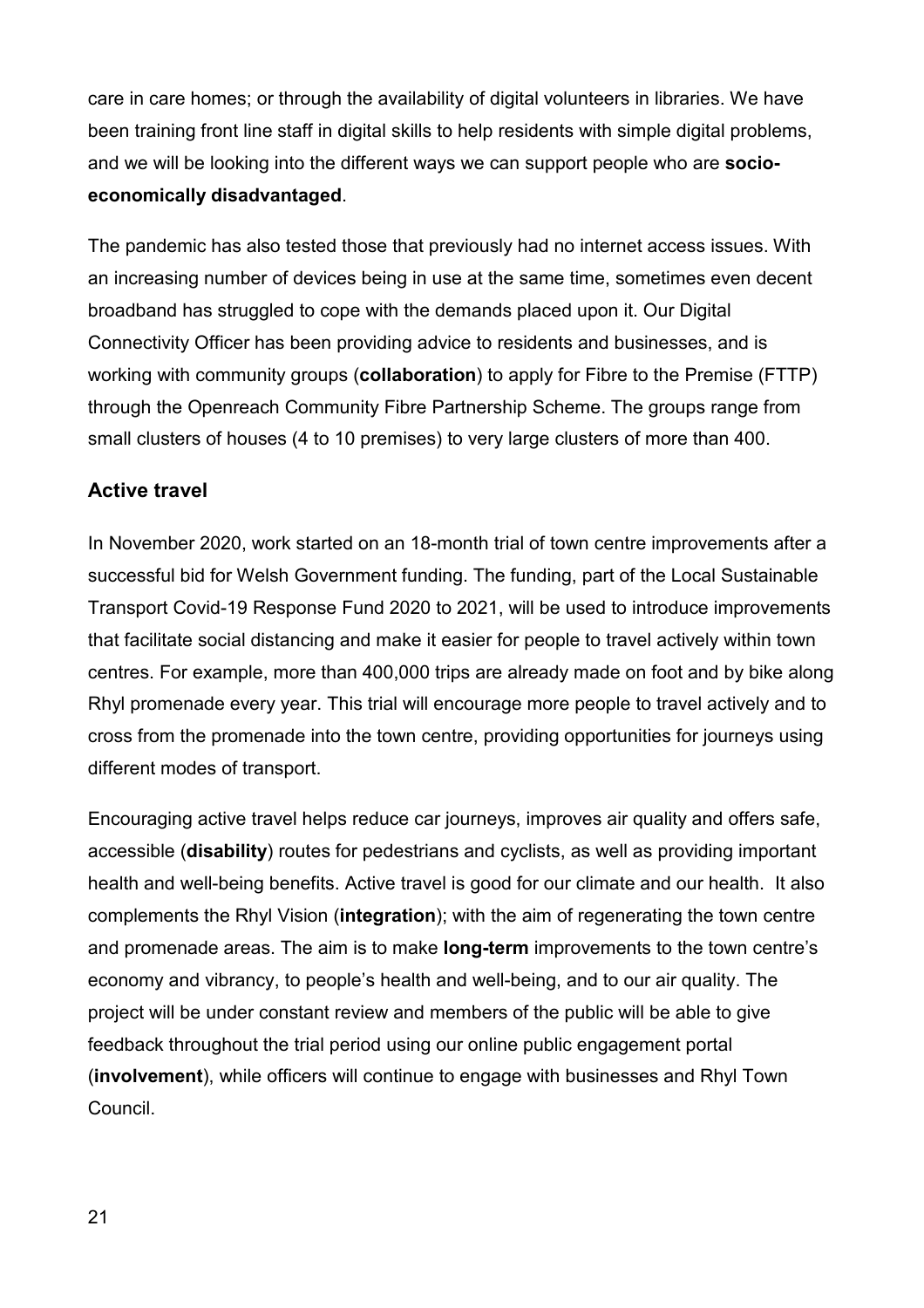care in care homes; or through the availability of digital volunteers in libraries. We have been training front line staff in digital skills to help residents with simple digital problems, and we will be looking into the different ways we can support people who are **socio-economically disadvantaged**.

The pandemic has also tested those that previously had no internet access issues. With an increasing number of devices being in use at the same time, sometimes even decent broadband has struggled to cope with the demands placed upon it. Our Digital Connectivity Officer has been providing advice to residents and businesses, and is working with community groups (**collaboration**) to apply for Fibre to the Premise (FTTP) through the Openreach Community Fibre Partnership Scheme. The groups range from small clusters of houses (4 to 10 premises) to very large clusters of more than 400.

### Active travel

In November 2020, work started on an 18-month trial of town centre improvements after a successful bid for Welsh Government funding. The funding, part of the Local Sustainable Transport Covid-19 Response Fund 2020 to 2021, will be used to introduce improvements that facilitate social distancing and make it easier for people to travel actively within town centres. For example, more than 400,000 trips are already made on foot and by bike along Rhyl promenade every year. This trial will encourage more people to travel actively and to cross from the promenade into the town centre, providing opportunities for journeys using different modes of transport.

Encouraging active travel helps reduce car journeys, improves air quality and offers safe, accessible (**disability**) routes for pedestrians and cyclists, as well as providing important health and well-being benefits. Active travel is good for our climate and our health. It also complements the Rhyl Vision (**integration**); with the aim of regenerating the town centre and promenade areas. The aim is to make **long-term** improvements to the town centre's economy and vibrancy, to people's health and well-being, and to our air quality. The project will be under constant review and members of the public will be able to give feedback throughout the trial period using our online public engagement portal (**involvement**), while officers will continue to engage with businesses and Rhyl Town Council.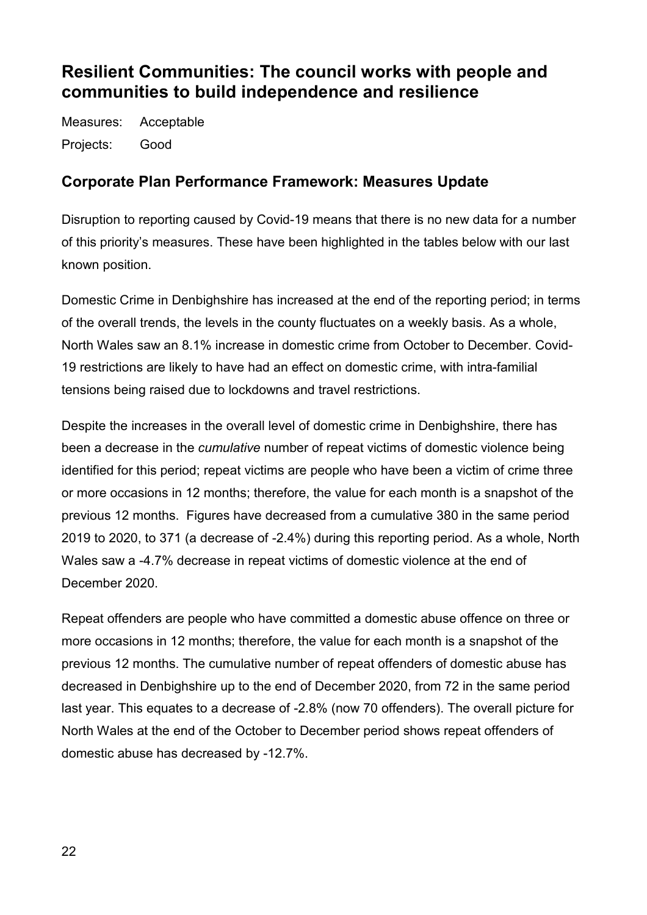## Resilient Communities: The council works with people and communities to build independence and resilience

Measures: Acceptable

Projects: Good

### Corporate Plan Performance Framework: Measures Update

Disruption to reporting caused by Covid-19 means that there is no new data for a number of this priority's measures. These have been highlighted in the tables below with our last known position.

Domestic Crime in Denbighshire has increased at the end of the reporting period; in terms of the overall trends, the levels in the county fluctuates on a weekly basis. As a whole, North Wales saw an 8.1% increase in domestic crime from October to December. Covid-19 restrictions are likely to have had an effect on domestic crime, with intra-familial tensions being raised due to lockdowns and travel restrictions.

Despite the increases in the overall level of domestic crime in Denbighshire, there has been a decrease in the *cumulative* number of repeat victims of domestic violence being identified for this period; repeat victims are people who have been a victim of crime three or more occasions in 12 months; therefore, the value for each month is a snapshot of the previous 12 months. Figures have decreased from a cumulative 380 in the same period 2019 to 2020, to 371 (a decrease of -2.4%) during this reporting period. As a whole, North Wales saw a -4.7% decrease in repeat victims of domestic violence at the end of December 2020.

Repeat offenders are people who have committed a domestic abuse offence on three or more occasions in 12 months; therefore, the value for each month is a snapshot of the previous 12 months. The cumulative number of repeat offenders of domestic abuse has decreased in Denbighshire up to the end of December 2020, from 72 in the same period last year. This equates to a decrease of -2.8% (now 70 offenders). The overall picture for North Wales at the end of the October to December period shows repeat offenders of domestic abuse has decreased by -12.7%.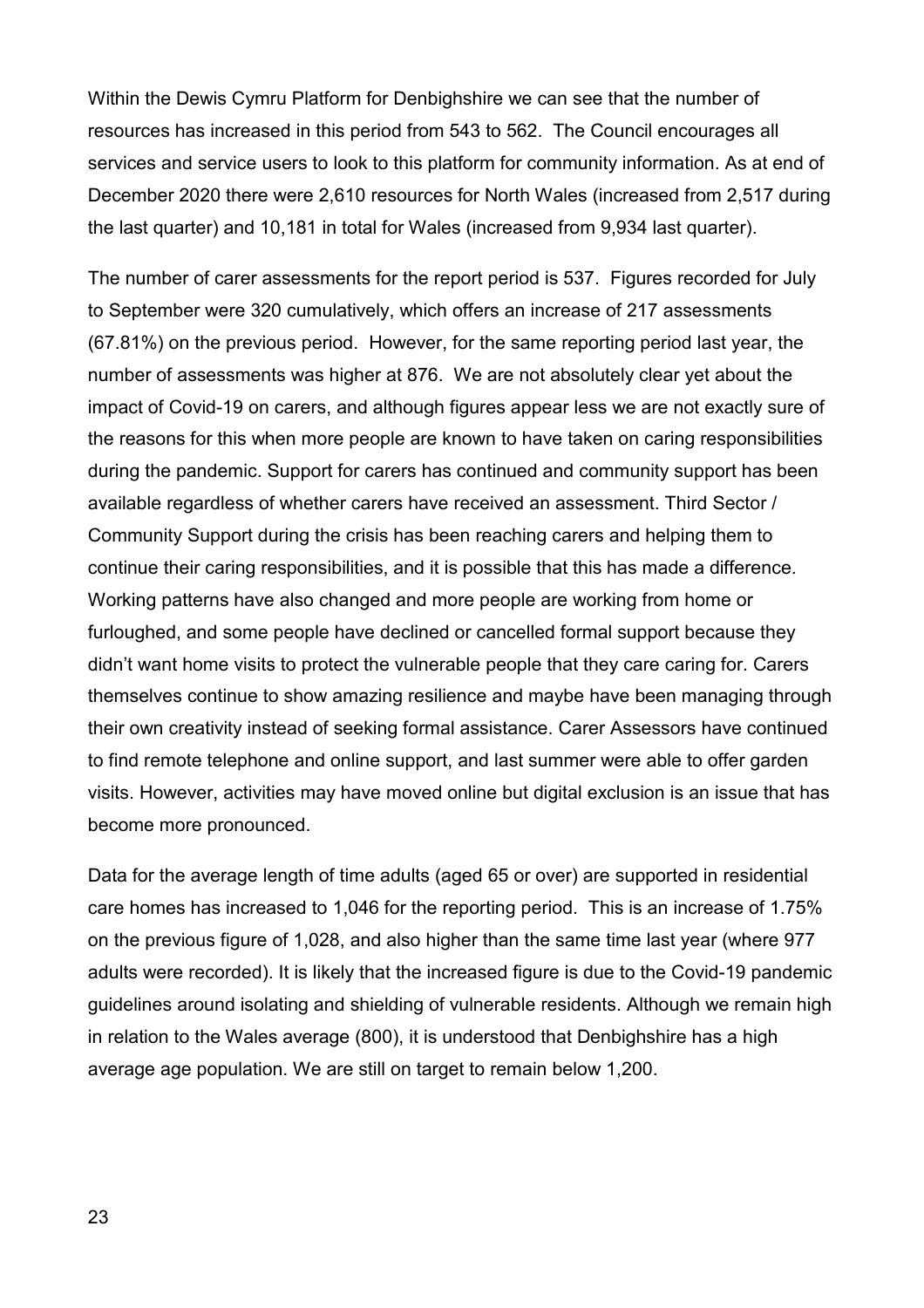Within the Dewis Cymru Platform for Denbighshire we can see that the number of resources has increased in this period from 543 to 562. The Council encourages all services and service users to look to this platform for community information. As at end of December 2020 there were 2,610 resources for North Wales (increased from 2,517 during the last quarter) and 10,181 in total for Wales (increased from 9,934 last quarter).

The number of carer assessments for the report period is 537. Figures recorded for July to September were 320 cumulatively, which offers an increase of 217 assessments (67.81%) on the previous period. However, for the same reporting period last year, the number of assessments was higher at 876. We are not absolutely clear yet about the impact of Covid-19 on carers, and although figures appear less we are not exactly sure of the reasons for this when more people are known to have taken on caring responsibilities during the pandemic. Support for carers has continued and community support has been available regardless of whether carers have received an assessment. Third Sector / Community Support during the crisis has been reaching carers and helping them to continue their caring responsibilities, and it is possible that this has made a difference. Working patterns have also changed and more people are working from home or furloughed, and some people have declined or cancelled formal support because they didn't want home visits to protect the vulnerable people that they care caring for. Carers themselves continue to show amazing resilience and maybe have been managing through their own creativity instead of seeking formal assistance. Carer Assessors have continued to find remote telephone and online support, and last summer were able to offer garden visits. However, activities may have moved online but digital exclusion is an issue that has become more pronounced.

Data for the average length of time adults (aged 65 or over) are supported in residential care homes has increased to 1,046 for the reporting period. This is an increase of 1.75% on the previous figure of 1,028, and also higher than the same time last year (where 977 adults were recorded). It is likely that the increased figure is due to the Covid-19 pandemic guidelines around isolating and shielding of vulnerable residents. Although we remain high in relation to the Wales average (800), it is understood that Denbighshire has a high average age population. We are still on target to remain below 1,200.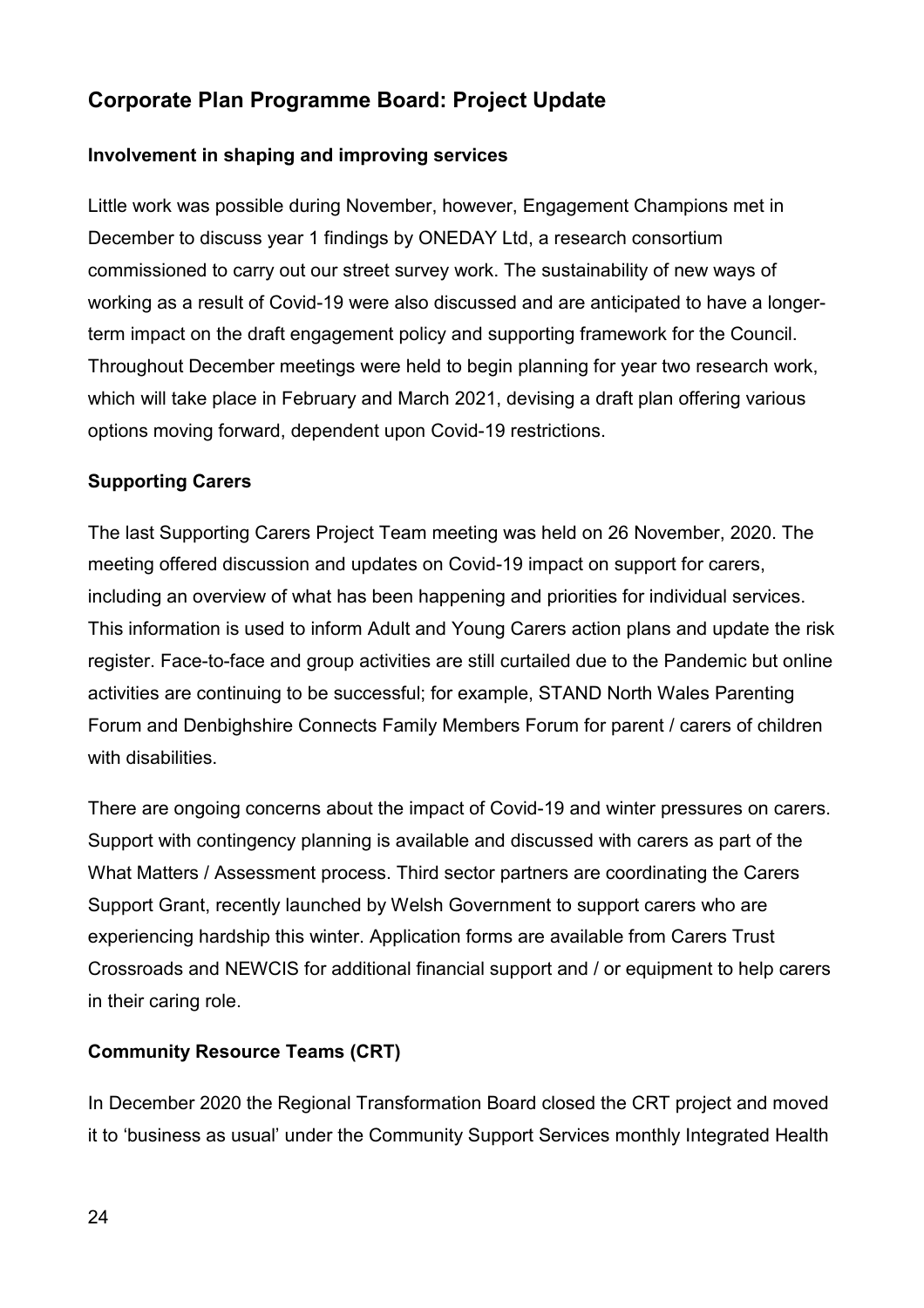## Corporate Plan Programme Board: Project Update

### Involvement in shaping and improving services

Little work was possible during November, however, Engagement Champions met in December to discuss year 1 findings by ONEDAY Ltd, a research consortium commissioned to carry out our street survey work. The sustainability of new ways of working as a result of Covid-19 were also discussed and are anticipated to have a longer-term impact on the draft engagement policy and supporting framework for the Council. Throughout December meetings were held to begin planning for year two research work, which will take place in February and March 2021, devising a draft plan offering various options moving forward, dependent upon Covid-19 restrictions.

### Supporting Carers

The last Supporting Carers Project Team meeting was held on 26 November, 2020. The meeting offered discussion and updates on Covid-19 impact on support for carers, including an overview of what has been happening and priorities for individual services. This information is used to inform Adult and Young Carers action plans and update the risk register. Face-to-face and group activities are still curtailed due to the Pandemic but online activities are continuing to be successful; for example, STAND North Wales Parenting Forum and Denbighshire Connects Family Members Forum for parent / carers of children with disabilities.

There are ongoing concerns about the impact of Covid-19 and winter pressures on carers. Support with contingency planning is available and discussed with carers as part of the What Matters / Assessment process. Third sector partners are coordinating the Carers Support Grant, recently launched by Welsh Government to support carers who are experiencing hardship this winter. Application forms are available from Carers Trust Crossroads and NEWCIS for additional financial support and / or equipment to help carers in their caring role.

### Community Resource Teams (CRT)

In December 2020 the Regional Transformation Board closed the CRT project and moved it to 'business as usual' under the Community Support Services monthly Integrated Health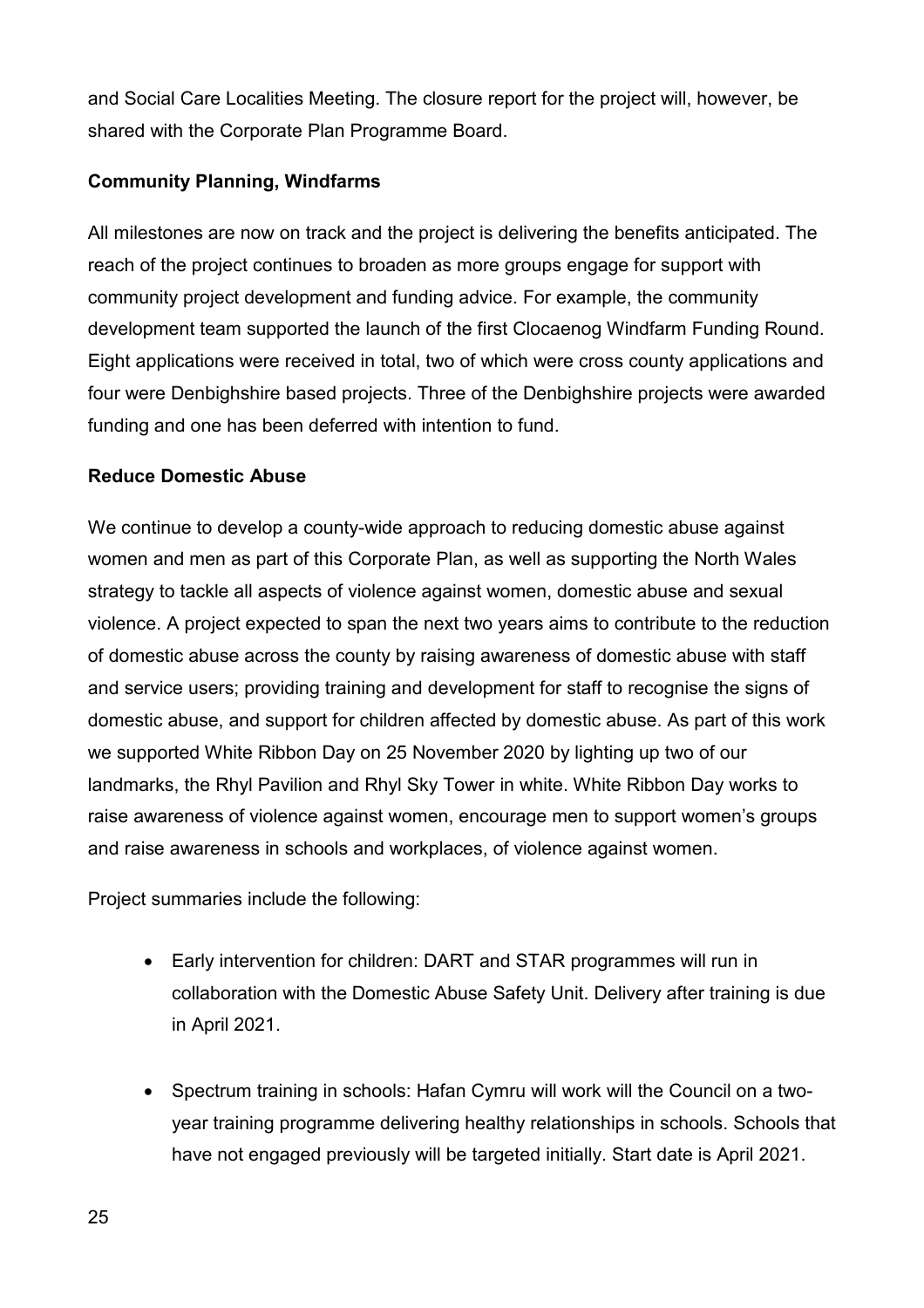and Social Care Localities Meeting. The closure report for the project will, however, be shared with the Corporate Plan Programme Board.

**Community Planning, Windfarms**

All milestones are now on track and the project is delivering the benefits anticipated. The reach of the project continues to broaden as more groups engage for support with community project development and funding advice. For example, the community development team supported the launch of the first Clocaenog Windfarm Funding Round. Eight applications were received in total, two of which were cross county applications and four were Denbighshire based projects. Three of the Denbighshire projects were awarded funding and one has been deferred with intention to fund.

**Reduce Domestic Abuse**

We continue to develop a county-wide approach to reducing domestic abuse against women and men as part of this Corporate Plan, as well as supporting the North Wales strategy to tackle all aspects of violence against women, domestic abuse and sexual violence. A project expected to span the next two years aims to contribute to the reduction of domestic abuse across the county by raising awareness of domestic abuse with staff and service users; providing training and development for staff to recognise the signs of domestic abuse, and support for children affected by domestic abuse. As part of this work we supported White Ribbon Day on 25 November 2020 by lighting up two of our landmarks, the Rhyl Pavilion and Rhyl Sky Tower in white. White Ribbon Day works to raise awareness of violence against women, encourage men to support women's groups and raise awareness in schools and workplaces, of violence against women.

Project summaries include the following:

- Early intervention for children: DART and STAR programmes will run in collaboration with the Domestic Abuse Safety Unit. Delivery after training is due in April 2021.
- Spectrum training in schools: Hafan Cymru will work will the Council on a two-year training programme delivering healthy relationships in schools. Schools that have not engaged previously will be targeted initially. Start date is April 2021.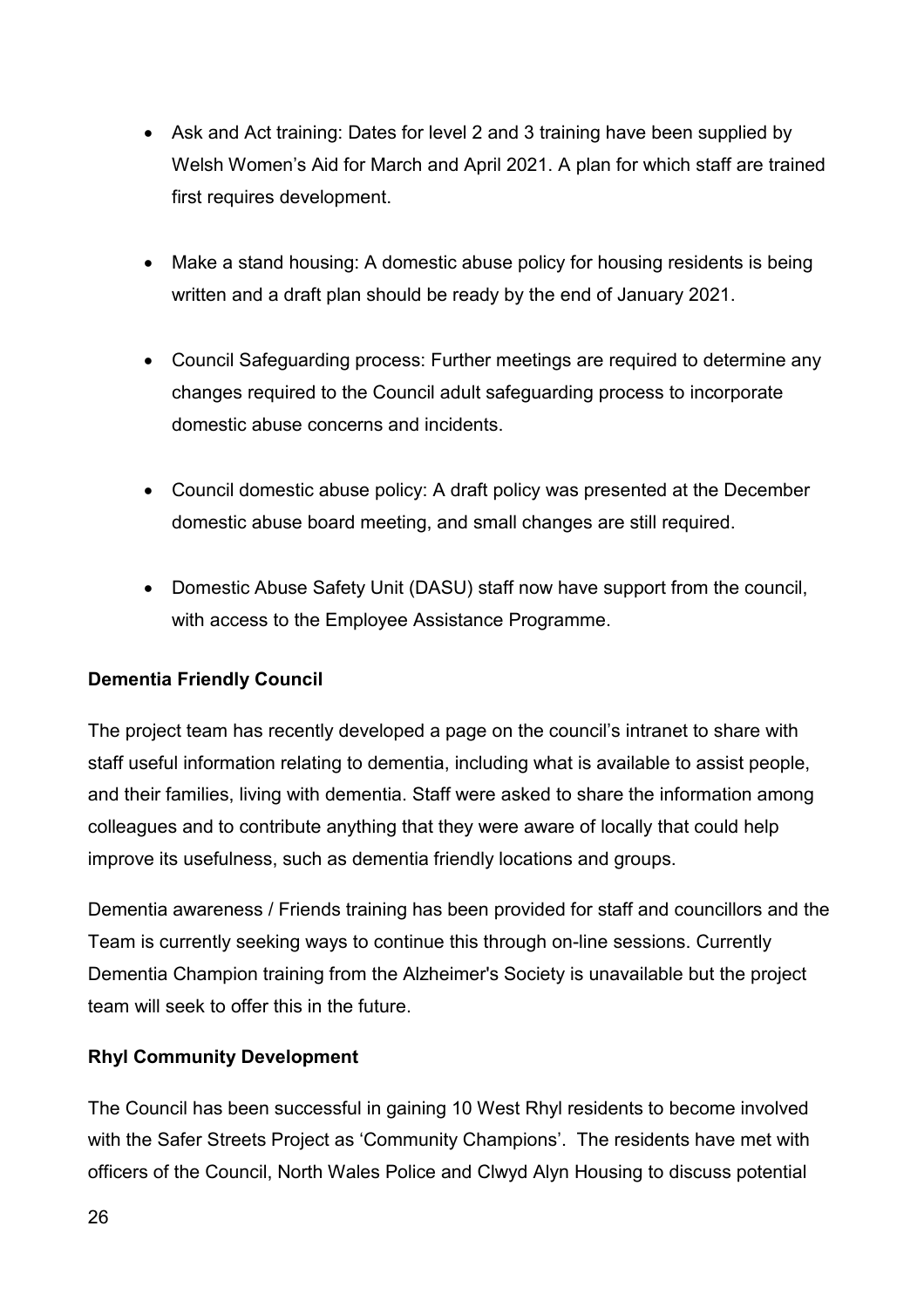- Ask and Act training: Dates for level 2 and 3 training have been supplied by Welsh Women's Aid for March and April 2021. A plan for which staff are trained first requires development.

- Make a stand housing: A domestic abuse policy for housing residents is being written and a draft plan should be ready by the end of January 2021.

- Council Safeguarding process: Further meetings are required to determine any changes required to the Council adult safeguarding process to incorporate domestic abuse concerns and incidents.

- Council domestic abuse policy: A draft policy was presented at the December domestic abuse board meeting, and small changes are still required.

- Domestic Abuse Safety Unit (DASU) staff now have support from the council, with access to the Employee Assistance Programme.

**Dementia Friendly Council**

The project team has recently developed a page on the council's intranet to share with staff useful information relating to dementia, including what is available to assist people, and their families, living with dementia. Staff were asked to share the information among colleagues and to contribute anything that they were aware of locally that could help improve its usefulness, such as dementia friendly locations and groups.

Dementia awareness / Friends training has been provided for staff and councillors and the Team is currently seeking ways to continue this through on-line sessions. Currently Dementia Champion training from the Alzheimer's Society is unavailable but the project team will seek to offer this in the future.

**Rhyl Community Development**

The Council has been successful in gaining 10 West Rhyl residents to become involved with the Safer Streets Project as 'Community Champions'. The residents have met with officers of the Council, North Wales Police and Clwyd Alyn Housing to discuss potential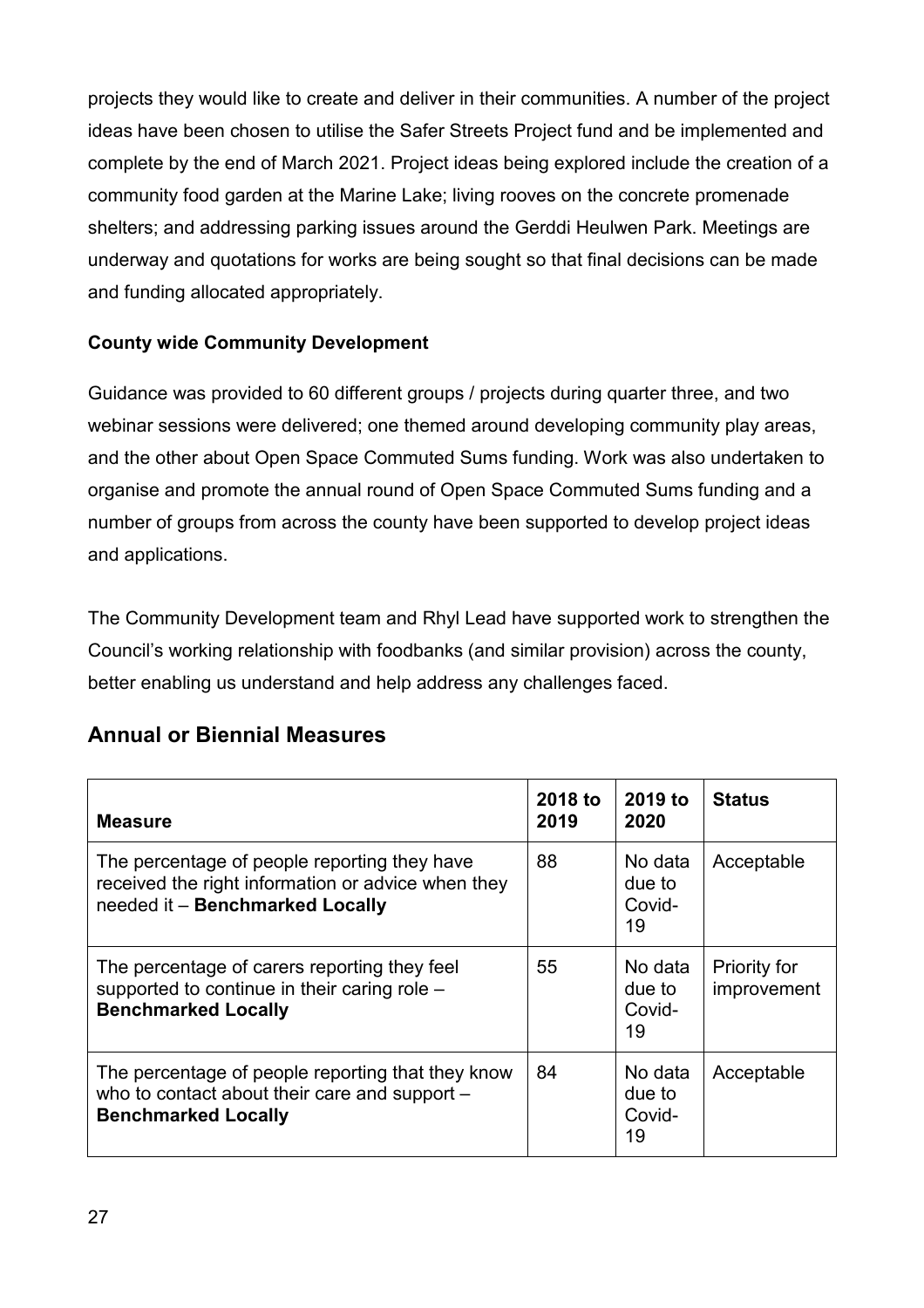projects they would like to create and deliver in their communities. A number of the project ideas have been chosen to utilise the Safer Streets Project fund and be implemented and complete by the end of March 2021. Project ideas being explored include the creation of a community food garden at the Marine Lake; living rooves on the concrete promenade shelters; and addressing parking issues around the Gerddi Heulwen Park. Meetings are underway and quotations for works are being sought so that final decisions can be made and funding allocated appropriately.

**County wide Community Development**

Guidance was provided to 60 different groups / projects during quarter three, and two webinar sessions were delivered; one themed around developing community play areas, and the other about Open Space Commuted Sums funding. Work was also undertaken to organise and promote the annual round of Open Space Commuted Sums funding and a number of groups from across the county have been supported to develop project ideas and applications.

The Community Development team and Rhyl Lead have supported work to strengthen the Council's working relationship with foodbanks (and similar provision) across the county, better enabling us understand and help address any challenges faced.

## Annual or Biennial Measures

| Measure | 2018 to 2019 | 2019 to 2020 | Status |
|---|---|---|---|
| The percentage of people reporting they have received the right information or advice when they needed it – **Benchmarked Locally** | 88 | No data due to Covid-19 | Acceptable |
| The percentage of carers reporting they feel supported to continue in their caring role – **Benchmarked Locally** | 55 | No data due to Covid-19 | Priority for improvement |
| The percentage of people reporting that they know who to contact about their care and support – **Benchmarked Locally** | 84 | No data due to Covid-19 | Acceptable |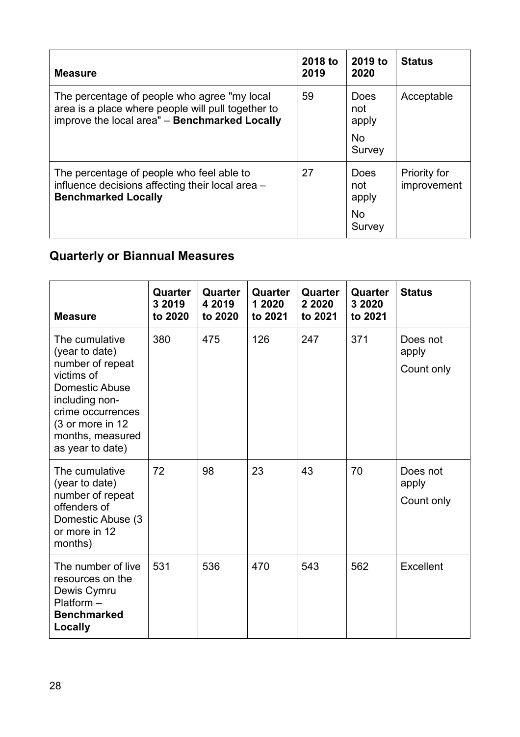| Measure | 2018 to 2019 | 2019 to 2020 | Status |
|---|---|---|---|
| The percentage of people who agree "my local area is a place where people will pull together to improve the local area" – **Benchmarked Locally** | 59 | Does not apply<br>No Survey | Acceptable |
| The percentage of people who feel able to influence decisions affecting their local area – **Benchmarked Locally** | 27 | Does not apply<br>No Survey | Priority for improvement |

## Quarterly or Biannual Measures

| Measure | Quarter 3 2019 to 2020 | Quarter 4 2019 to 2020 | Quarter 1 2020 to 2021 | Quarter 2 2020 to 2021 | Quarter 3 2020 to 2021 | Status |
|---|---|---|---|---|---|---|
| The cumulative (year to date) number of repeat victims of Domestic Abuse including non-crime occurrences (3 or more in 12 months, measured as year to date) | 380 | 475 | 126 | 247 | 371 | Does not apply<br>Count only |
| The cumulative (year to date) number of repeat offenders of Domestic Abuse (3 or more in 12 months) | 72 | 98 | 23 | 43 | 70 | Does not apply<br>Count only |
| The number of live resources on the Dewis Cymru Platform – **Benchmarked Locally** | 531 | 536 | 470 | 543 | 562 | Excellent |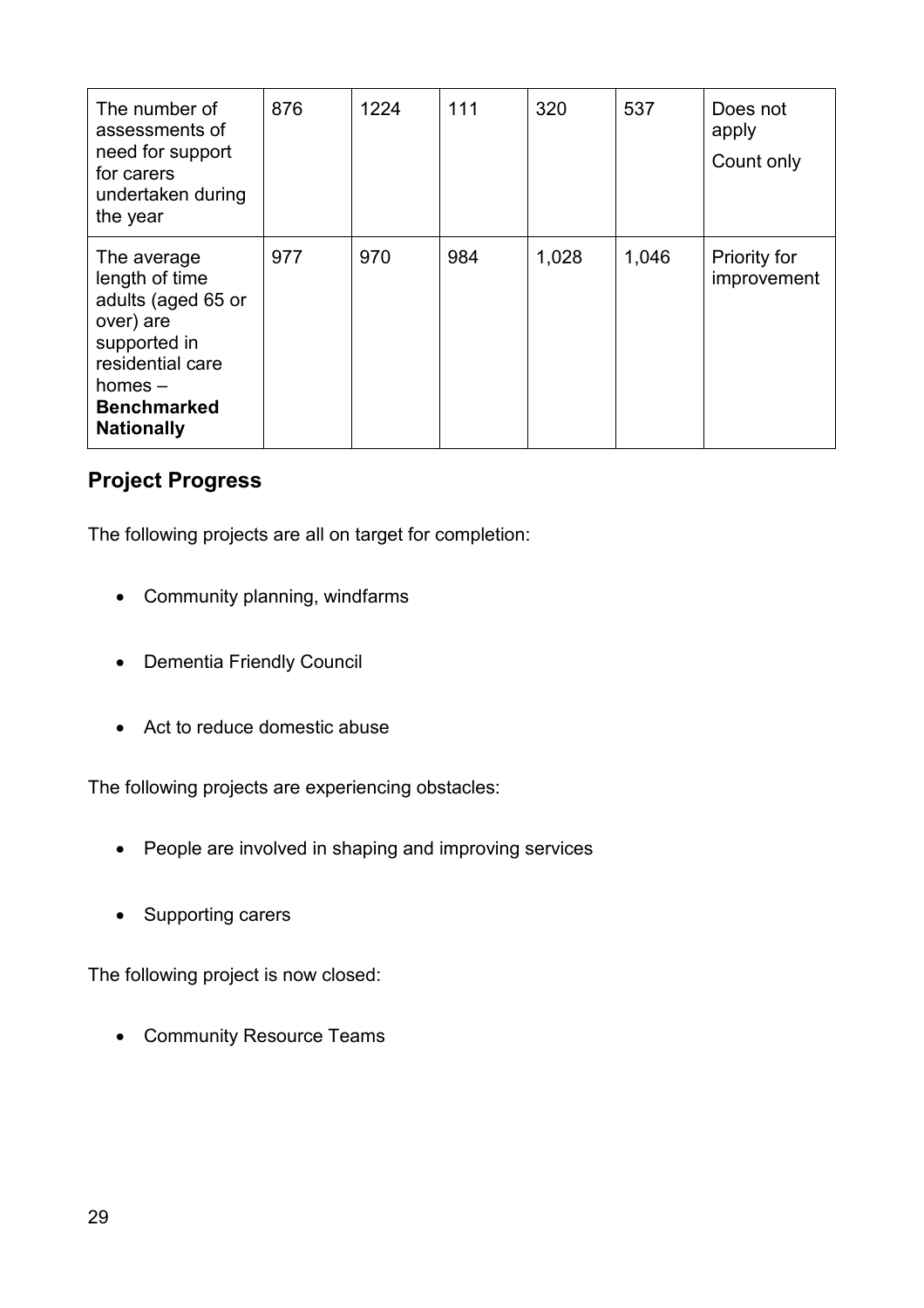| | | | | | | |
|---|---|---|---|---|---|---|
| The number of assessments of need for support for carers undertaken during the year | 876 | 1224 | 111 | 320 | 537 | Does not apply<br>Count only |
| The average length of time adults (aged 65 or over) are supported in residential care homes – **Benchmarked Nationally** | 977 | 970 | 984 | 1,028 | 1,046 | Priority for improvement |

## Project Progress

The following projects are all on target for completion:

- Community planning, windfarms
- Dementia Friendly Council
- Act to reduce domestic abuse

The following projects are experiencing obstacles:

- People are involved in shaping and improving services
- Supporting carers

The following project is now closed:

- Community Resource Teams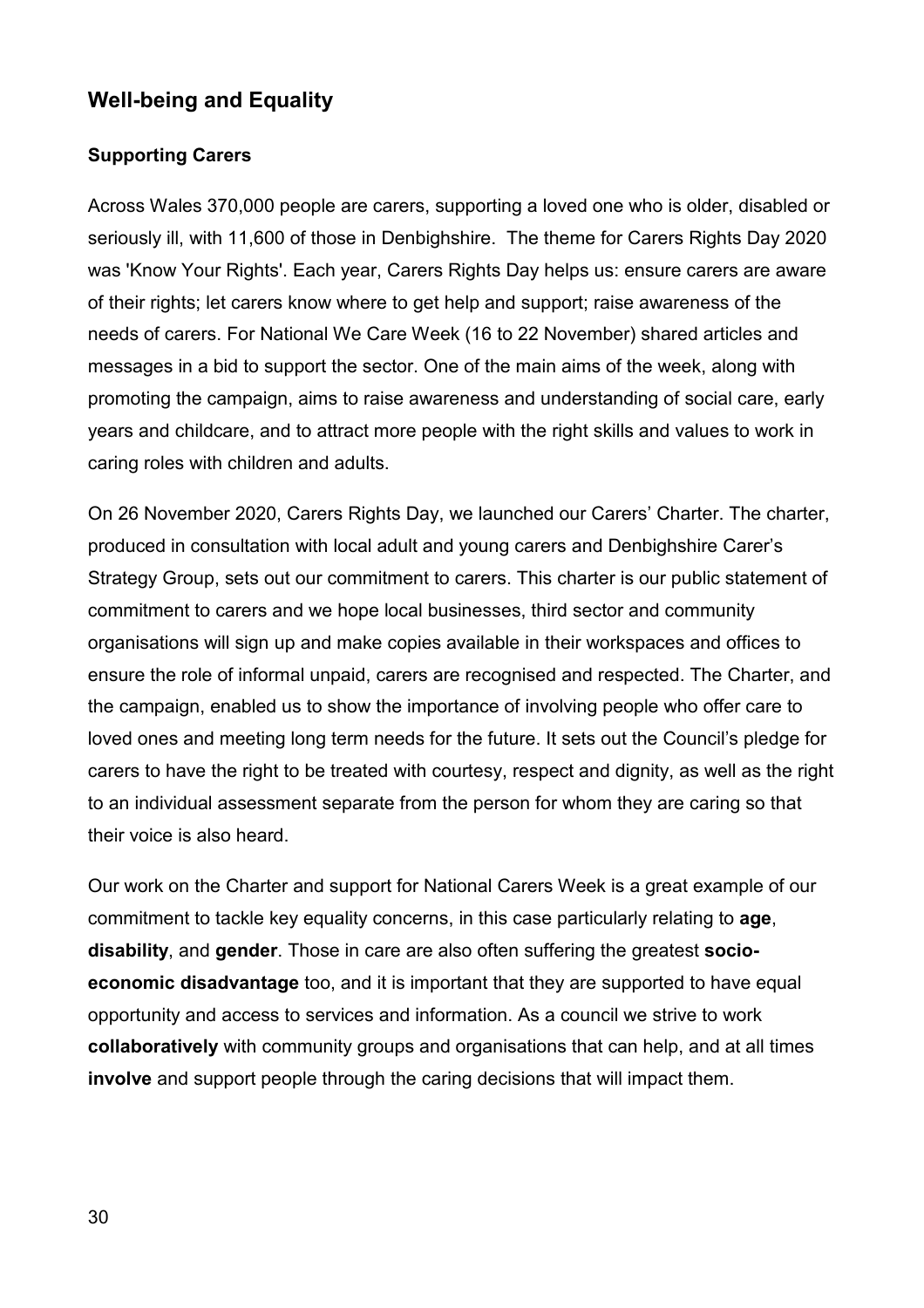## Well-being and Equality

### Supporting Carers

Across Wales 370,000 people are carers, supporting a loved one who is older, disabled or seriously ill, with 11,600 of those in Denbighshire. The theme for Carers Rights Day 2020 was 'Know Your Rights'. Each year, Carers Rights Day helps us: ensure carers are aware of their rights; let carers know where to get help and support; raise awareness of the needs of carers. For National We Care Week (16 to 22 November) shared articles and messages in a bid to support the sector. One of the main aims of the week, along with promoting the campaign, aims to raise awareness and understanding of social care, early years and childcare, and to attract more people with the right skills and values to work in caring roles with children and adults.

On 26 November 2020, Carers Rights Day, we launched our Carers' Charter. The charter, produced in consultation with local adult and young carers and Denbighshire Carer's Strategy Group, sets out our commitment to carers. This charter is our public statement of commitment to carers and we hope local businesses, third sector and community organisations will sign up and make copies available in their workspaces and offices to ensure the role of informal unpaid, carers are recognised and respected. The Charter, and the campaign, enabled us to show the importance of involving people who offer care to loved ones and meeting long term needs for the future. It sets out the Council's pledge for carers to have the right to be treated with courtesy, respect and dignity, as well as the right to an individual assessment separate from the person for whom they are caring so that their voice is also heard.

Our work on the Charter and support for National Carers Week is a great example of our commitment to tackle key equality concerns, in this case particularly relating to **age**, **disability**, and **gender**. Those in care are also often suffering the greatest **socio-economic disadvantage** too, and it is important that they are supported to have equal opportunity and access to services and information. As a council we strive to work **collaboratively** with community groups and organisations that can help, and at all times **involve** and support people through the caring decisions that will impact them.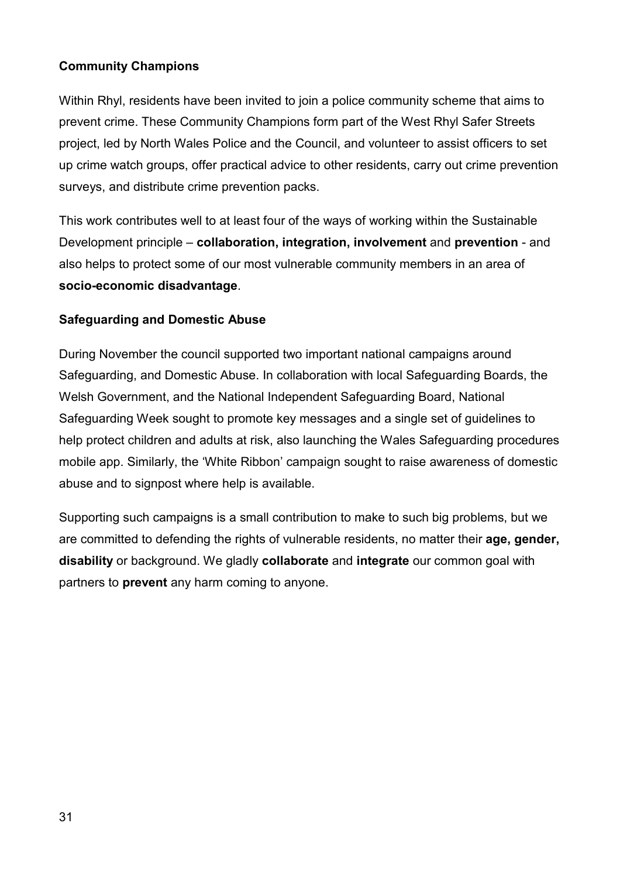**Community Champions**

Within Rhyl, residents have been invited to join a police community scheme that aims to prevent crime. These Community Champions form part of the West Rhyl Safer Streets project, led by North Wales Police and the Council, and volunteer to assist officers to set up crime watch groups, offer practical advice to other residents, carry out crime prevention surveys, and distribute crime prevention packs.

This work contributes well to at least four of the ways of working within the Sustainable Development principle – **collaboration, integration, involvement** and **prevention** - and also helps to protect some of our most vulnerable community members in an area of **socio-economic disadvantage**.

**Safeguarding and Domestic Abuse**

During November the council supported two important national campaigns around Safeguarding, and Domestic Abuse. In collaboration with local Safeguarding Boards, the Welsh Government, and the National Independent Safeguarding Board, National Safeguarding Week sought to promote key messages and a single set of guidelines to help protect children and adults at risk, also launching the Wales Safeguarding procedures mobile app. Similarly, the 'White Ribbon' campaign sought to raise awareness of domestic abuse and to signpost where help is available.

Supporting such campaigns is a small contribution to make to such big problems, but we are committed to defending the rights of vulnerable residents, no matter their **age, gender, disability** or background. We gladly **collaborate** and **integrate** our common goal with partners to **prevent** any harm coming to anyone.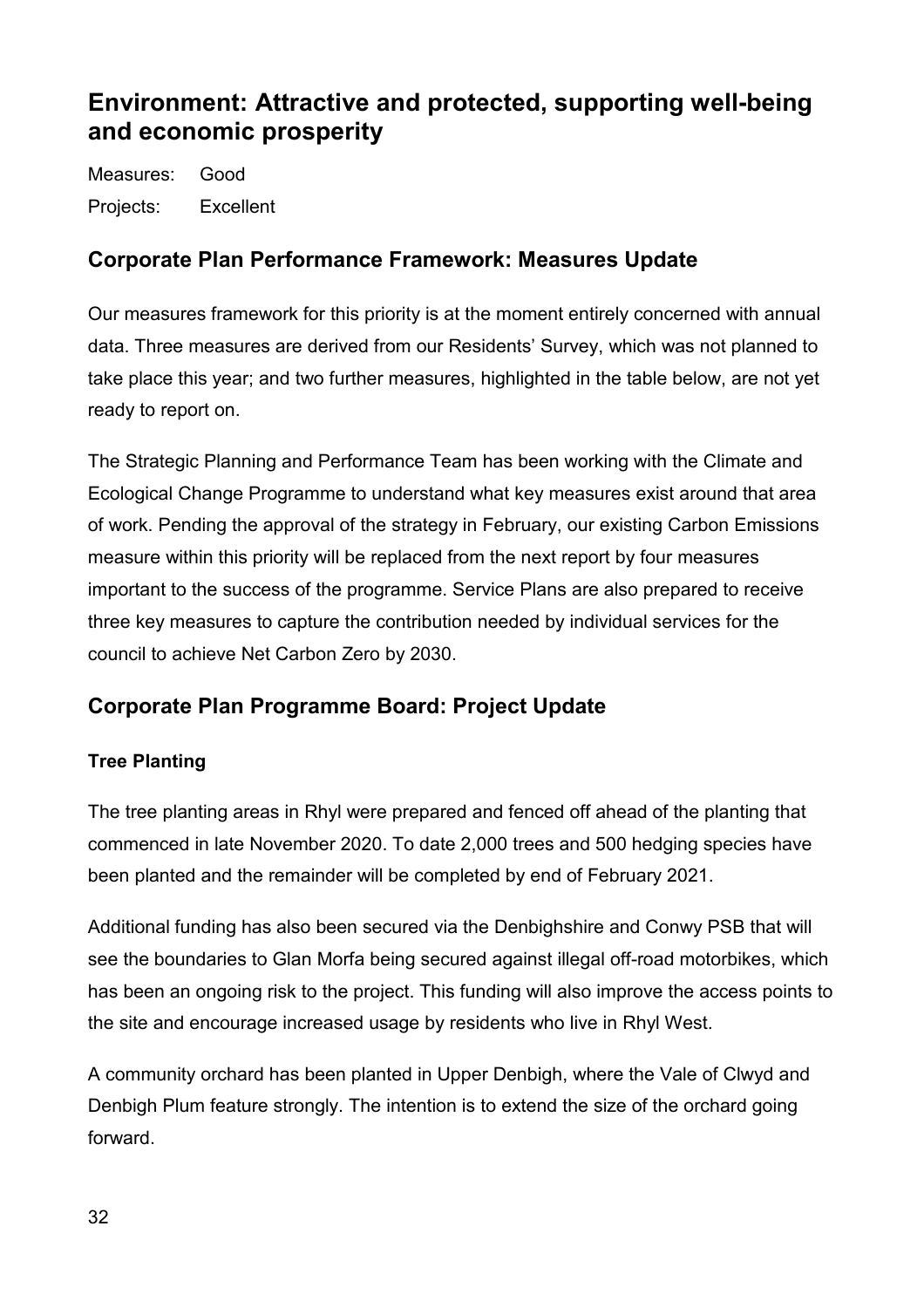## Environment: Attractive and protected, supporting well-being and economic prosperity

Measures: Good

Projects: Excellent

### Corporate Plan Performance Framework: Measures Update

Our measures framework for this priority is at the moment entirely concerned with annual data. Three measures are derived from our Residents' Survey, which was not planned to take place this year; and two further measures, highlighted in the table below, are not yet ready to report on.

The Strategic Planning and Performance Team has been working with the Climate and Ecological Change Programme to understand what key measures exist around that area of work. Pending the approval of the strategy in February, our existing Carbon Emissions measure within this priority will be replaced from the next report by four measures important to the success of the programme. Service Plans are also prepared to receive three key measures to capture the contribution needed by individual services for the council to achieve Net Carbon Zero by 2030.

### Corporate Plan Programme Board: Project Update

#### Tree Planting

The tree planting areas in Rhyl were prepared and fenced off ahead of the planting that commenced in late November 2020. To date 2,000 trees and 500 hedging species have been planted and the remainder will be completed by end of February 2021.

Additional funding has also been secured via the Denbighshire and Conwy PSB that will see the boundaries to Glan Morfa being secured against illegal off-road motorbikes, which has been an ongoing risk to the project. This funding will also improve the access points to the site and encourage increased usage by residents who live in Rhyl West.

A community orchard has been planted in Upper Denbigh, where the Vale of Clwyd and Denbigh Plum feature strongly. The intention is to extend the size of the orchard going forward.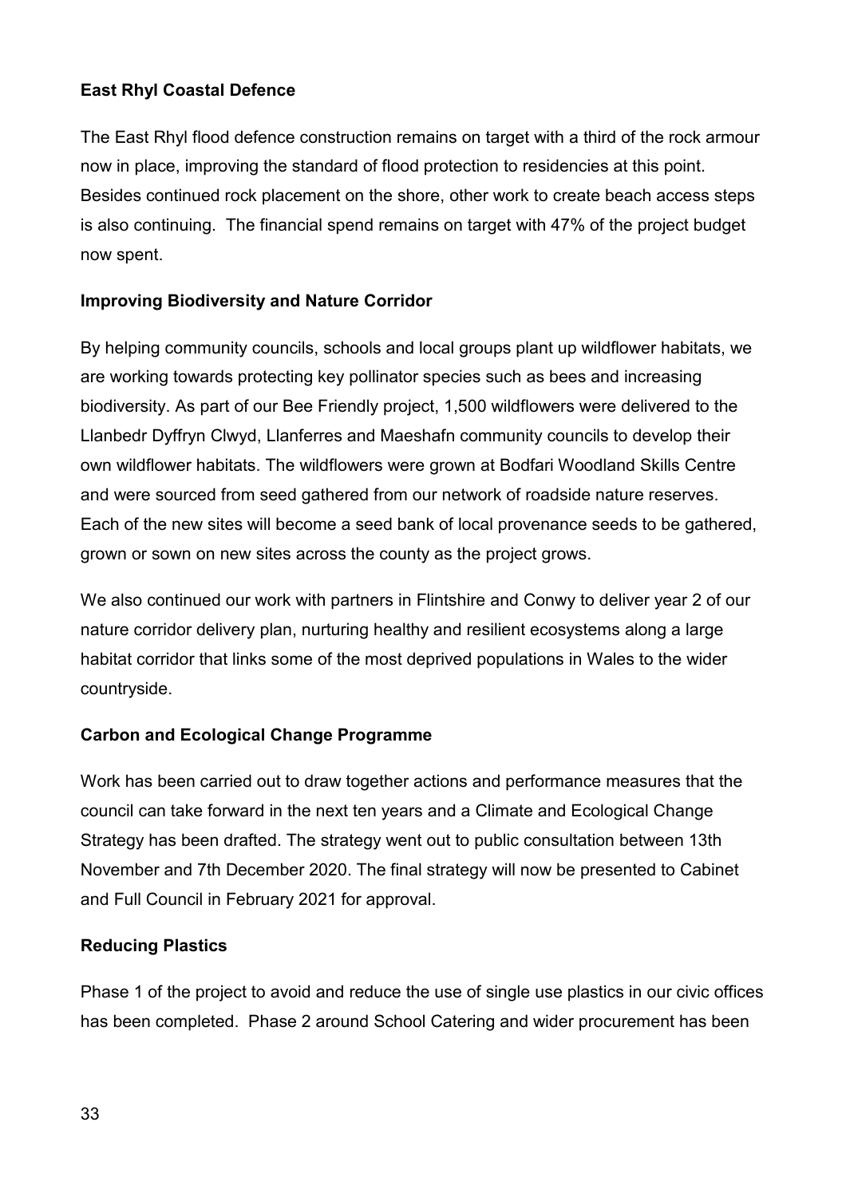**East Rhyl Coastal Defence**

The East Rhyl flood defence construction remains on target with a third of the rock armour now in place, improving the standard of flood protection to residencies at this point. Besides continued rock placement on the shore, other work to create beach access steps is also continuing. The financial spend remains on target with 47% of the project budget now spent.

**Improving Biodiversity and Nature Corridor**

By helping community councils, schools and local groups plant up wildflower habitats, we are working towards protecting key pollinator species such as bees and increasing biodiversity. As part of our Bee Friendly project, 1,500 wildflowers were delivered to the Llanbedr Dyffryn Clwyd, Llanferres and Maeshafn community councils to develop their own wildflower habitats. The wildflowers were grown at Bodfari Woodland Skills Centre and were sourced from seed gathered from our network of roadside nature reserves. Each of the new sites will become a seed bank of local provenance seeds to be gathered, grown or sown on new sites across the county as the project grows.

We also continued our work with partners in Flintshire and Conwy to deliver year 2 of our nature corridor delivery plan, nurturing healthy and resilient ecosystems along a large habitat corridor that links some of the most deprived populations in Wales to the wider countryside.

**Carbon and Ecological Change Programme**

Work has been carried out to draw together actions and performance measures that the council can take forward in the next ten years and a Climate and Ecological Change Strategy has been drafted. The strategy went out to public consultation between 13th November and 7th December 2020. The final strategy will now be presented to Cabinet and Full Council in February 2021 for approval.

**Reducing Plastics**

Phase 1 of the project to avoid and reduce the use of single use plastics in our civic offices has been completed. Phase 2 around School Catering and wider procurement has been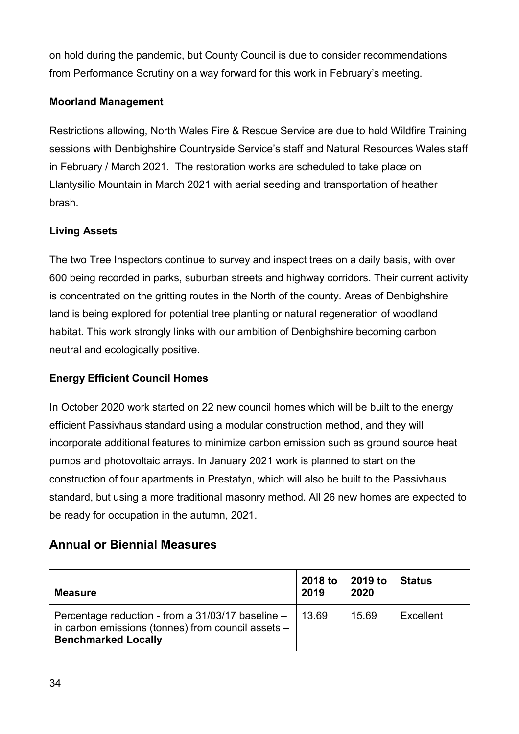on hold during the pandemic, but County Council is due to consider recommendations from Performance Scrutiny on a way forward for this work in February's meeting.

**Moorland Management**

Restrictions allowing, North Wales Fire & Rescue Service are due to hold Wildfire Training sessions with Denbighshire Countryside Service's staff and Natural Resources Wales staff in February / March 2021. The restoration works are scheduled to take place on Llantysilio Mountain in March 2021 with aerial seeding and transportation of heather brash.

**Living Assets**

The two Tree Inspectors continue to survey and inspect trees on a daily basis, with over 600 being recorded in parks, suburban streets and highway corridors. Their current activity is concentrated on the gritting routes in the North of the county. Areas of Denbighshire land is being explored for potential tree planting or natural regeneration of woodland habitat. This work strongly links with our ambition of Denbighshire becoming carbon neutral and ecologically positive.

**Energy Efficient Council Homes**

In October 2020 work started on 22 new council homes which will be built to the energy efficient Passivhaus standard using a modular construction method, and they will incorporate additional features to minimize carbon emission such as ground source heat pumps and photovoltaic arrays. In January 2021 work is planned to start on the construction of four apartments in Prestatyn, which will also be built to the Passivhaus standard, but using a more traditional masonry method. All 26 new homes are expected to be ready for occupation in the autumn, 2021.

## Annual or Biennial Measures

| Measure | 2018 to 2019 | 2019 to 2020 | Status |
|---|---|---|---|
| Percentage reduction - from a 31/03/17 baseline – in carbon emissions (tonnes) from council assets – **Benchmarked Locally** | 13.69 | 15.69 | Excellent |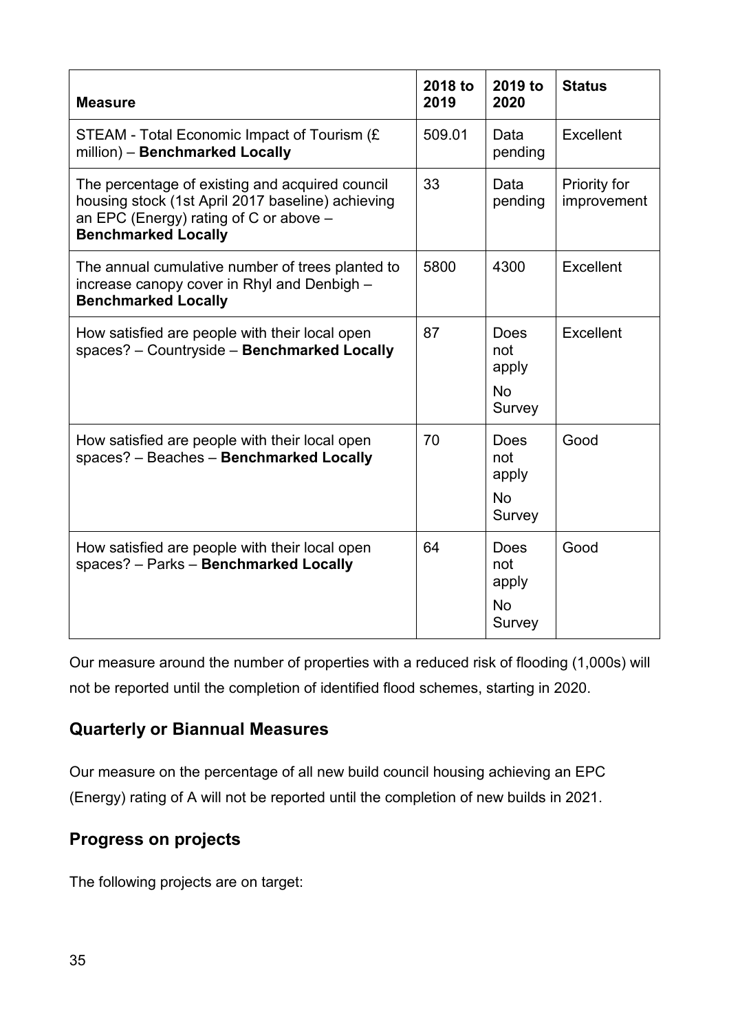| **Measure** | **2018 to 2019** | **2019 to 2020** | **Status** |
| --- | --- | --- | --- |
| STEAM - Total Economic Impact of Tourism (£ million) – **Benchmarked Locally** | 509.01 | Data pending | Excellent |
| The percentage of existing and acquired council housing stock (1st April 2017 baseline) achieving an EPC (Energy) rating of C or above – **Benchmarked Locally** | 33 | Data pending | Priority for improvement |
| The annual cumulative number of trees planted to increase canopy cover in Rhyl and Denbigh – **Benchmarked Locally** | 5800 | 4300 | Excellent |
| How satisfied are people with their local open spaces? – Countryside – **Benchmarked Locally** | 87 | Does not apply No Survey | Excellent |
| How satisfied are people with their local open spaces? – Beaches – **Benchmarked Locally** | 70 | Does not apply No Survey | Good |
| How satisfied are people with their local open spaces? – Parks – **Benchmarked Locally** | 64 | Does not apply No Survey | Good |

Our measure around the number of properties with a reduced risk of flooding (1,000s) will not be reported until the completion of identified flood schemes, starting in 2020.

## Quarterly or Biannual Measures

Our measure on the percentage of all new build council housing achieving an EPC (Energy) rating of A will not be reported until the completion of new builds in 2021.

## Progress on projects

The following projects are on target: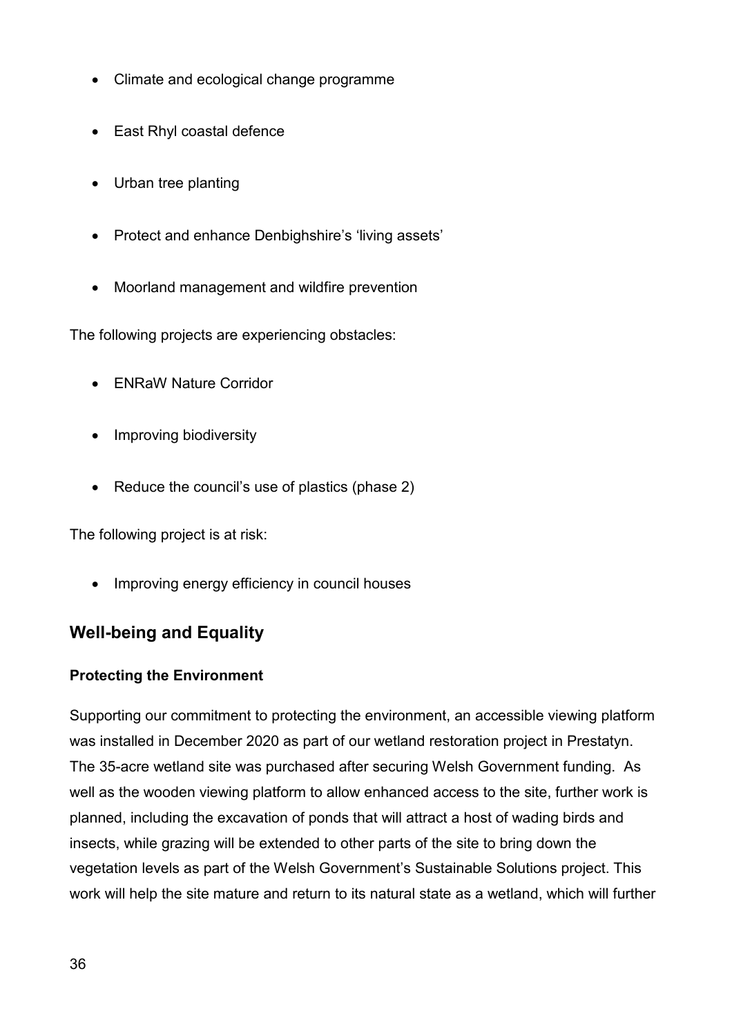- Climate and ecological change programme
- East Rhyl coastal defence
- Urban tree planting
- Protect and enhance Denbighshire's 'living assets'
- Moorland management and wildfire prevention

The following projects are experiencing obstacles:

- ENRaW Nature Corridor
- Improving biodiversity
- Reduce the council's use of plastics (phase 2)

The following project is at risk:

- Improving energy efficiency in council houses

## Well-being and Equality

### Protecting the Environment

Supporting our commitment to protecting the environment, an accessible viewing platform was installed in December 2020 as part of our wetland restoration project in Prestatyn. The 35-acre wetland site was purchased after securing Welsh Government funding. As well as the wooden viewing platform to allow enhanced access to the site, further work is planned, including the excavation of ponds that will attract a host of wading birds and insects, while grazing will be extended to other parts of the site to bring down the vegetation levels as part of the Welsh Government's Sustainable Solutions project. This work will help the site mature and return to its natural state as a wetland, which will further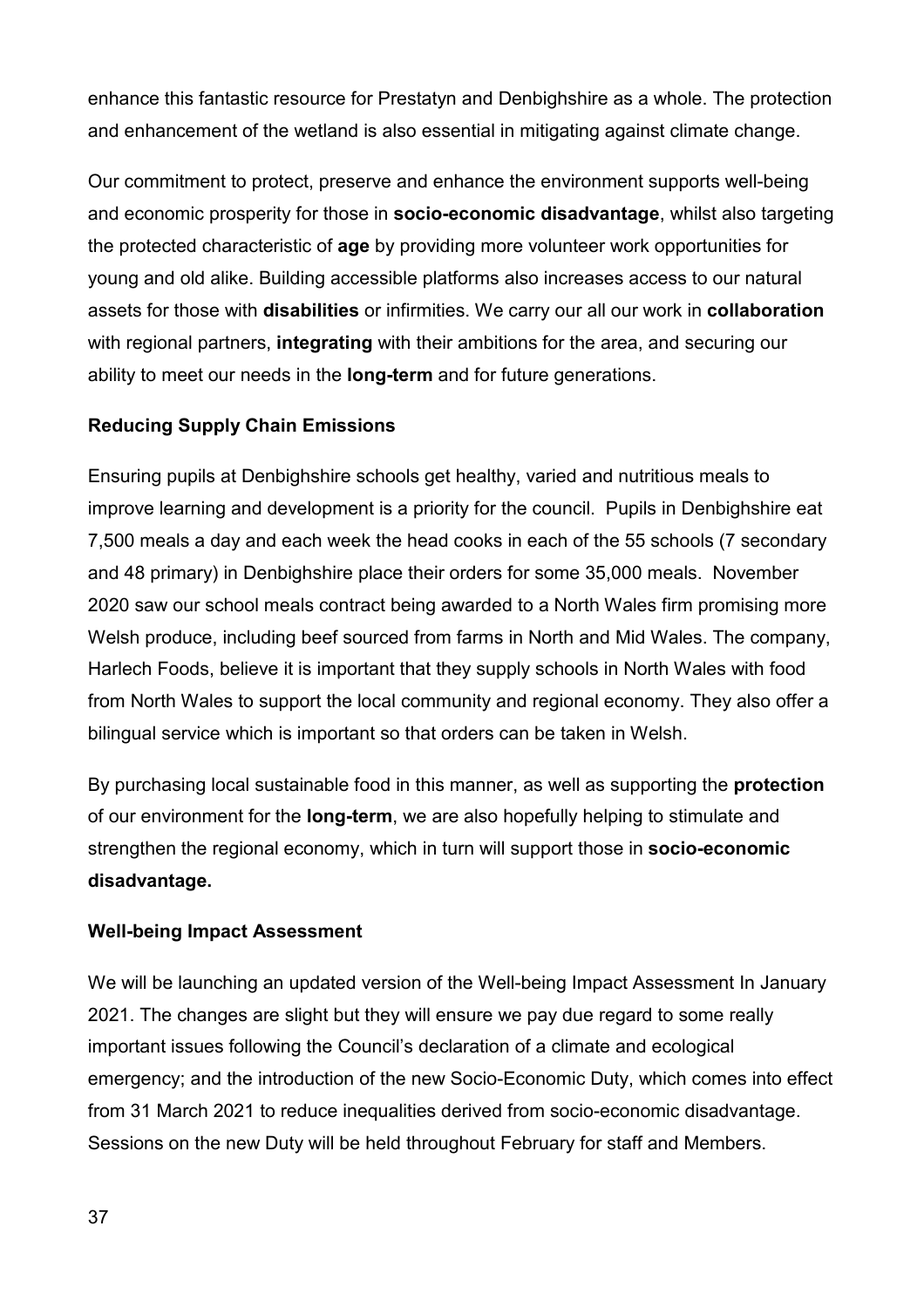enhance this fantastic resource for Prestatyn and Denbighshire as a whole. The protection and enhancement of the wetland is also essential in mitigating against climate change.

Our commitment to protect, preserve and enhance the environment supports well-being and economic prosperity for those in **socio-economic disadvantage**, whilst also targeting the protected characteristic of **age** by providing more volunteer work opportunities for young and old alike. Building accessible platforms also increases access to our natural assets for those with **disabilities** or infirmities. We carry our all our work in **collaboration** with regional partners, **integrating** with their ambitions for the area, and securing our ability to meet our needs in the **long-term** and for future generations.

**Reducing Supply Chain Emissions**

Ensuring pupils at Denbighshire schools get healthy, varied and nutritious meals to improve learning and development is a priority for the council. Pupils in Denbighshire eat 7,500 meals a day and each week the head cooks in each of the 55 schools (7 secondary and 48 primary) in Denbighshire place their orders for some 35,000 meals. November 2020 saw our school meals contract being awarded to a North Wales firm promising more Welsh produce, including beef sourced from farms in North and Mid Wales. The company, Harlech Foods, believe it is important that they supply schools in North Wales with food from North Wales to support the local community and regional economy. They also offer a bilingual service which is important so that orders can be taken in Welsh.

By purchasing local sustainable food in this manner, as well as supporting the **protection** of our environment for the **long-term**, we are also hopefully helping to stimulate and strengthen the regional economy, which in turn will support those in **socio-economic disadvantage.**

**Well-being Impact Assessment**

We will be launching an updated version of the Well-being Impact Assessment In January 2021. The changes are slight but they will ensure we pay due regard to some really important issues following the Council's declaration of a climate and ecological emergency; and the introduction of the new Socio-Economic Duty, which comes into effect from 31 March 2021 to reduce inequalities derived from socio-economic disadvantage. Sessions on the new Duty will be held throughout February for staff and Members.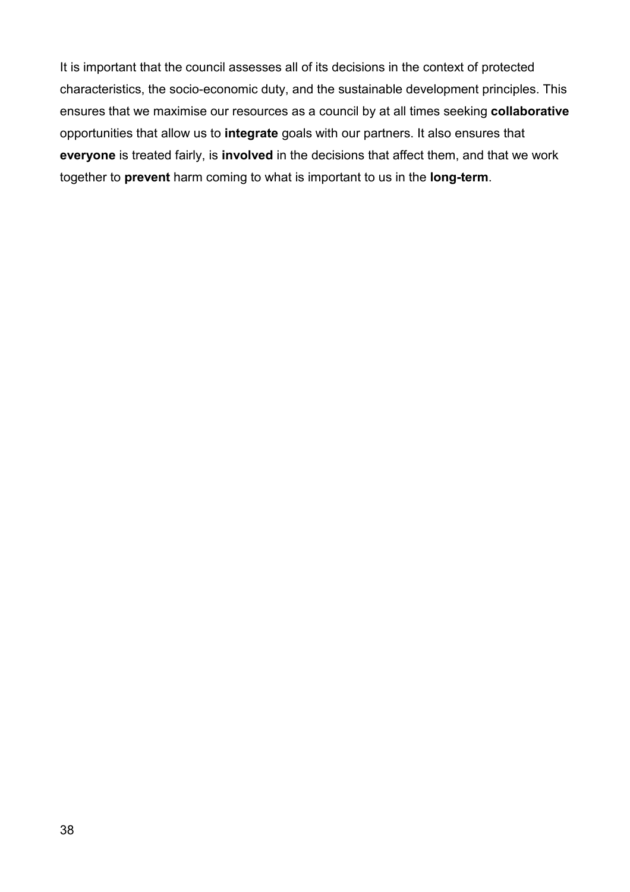It is important that the council assesses all of its decisions in the context of protected characteristics, the socio-economic duty, and the sustainable development principles. This ensures that we maximise our resources as a council by at all times seeking **collaborative** opportunities that allow us to **integrate** goals with our partners. It also ensures that **everyone** is treated fairly, is **involved** in the decisions that affect them, and that we work together to **prevent** harm coming to what is important to us in the **long-term**.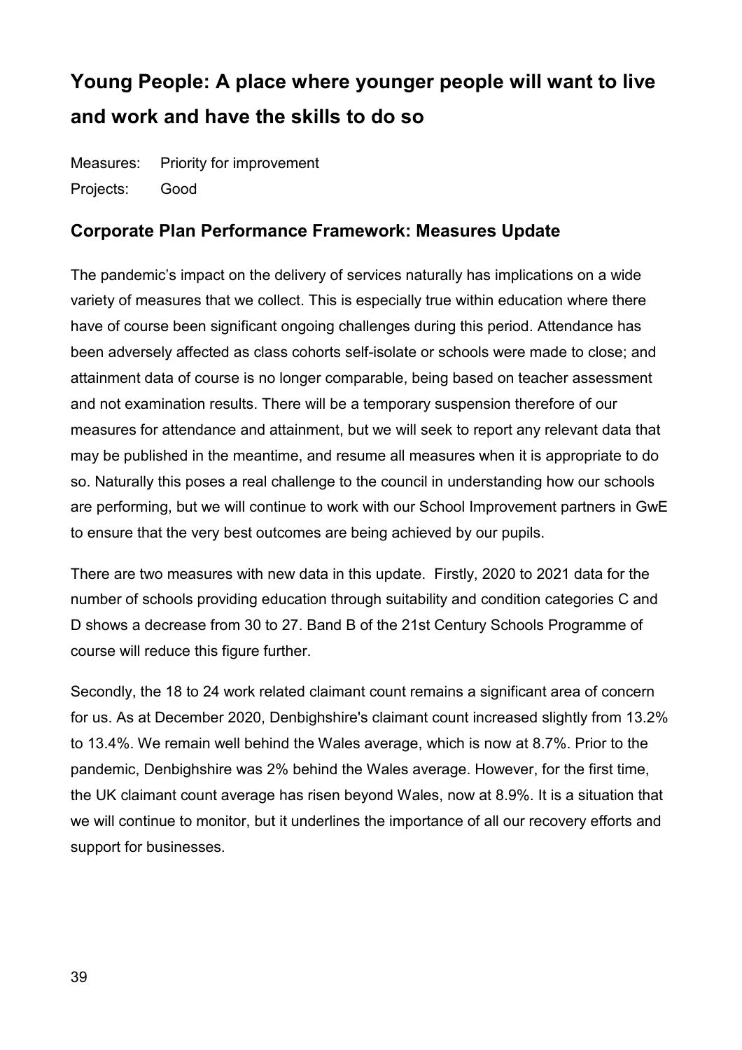## Young People: A place where younger people will want to live and work and have the skills to do so

Measures: Priority for improvement

Projects: Good

### Corporate Plan Performance Framework: Measures Update

The pandemic's impact on the delivery of services naturally has implications on a wide variety of measures that we collect. This is especially true within education where there have of course been significant ongoing challenges during this period. Attendance has been adversely affected as class cohorts self-isolate or schools were made to close; and attainment data of course is no longer comparable, being based on teacher assessment and not examination results. There will be a temporary suspension therefore of our measures for attendance and attainment, but we will seek to report any relevant data that may be published in the meantime, and resume all measures when it is appropriate to do so. Naturally this poses a real challenge to the council in understanding how our schools are performing, but we will continue to work with our School Improvement partners in GwE to ensure that the very best outcomes are being achieved by our pupils.

There are two measures with new data in this update. Firstly, 2020 to 2021 data for the number of schools providing education through suitability and condition categories C and D shows a decrease from 30 to 27. Band B of the 21st Century Schools Programme of course will reduce this figure further.

Secondly, the 18 to 24 work related claimant count remains a significant area of concern for us. As at December 2020, Denbighshire's claimant count increased slightly from 13.2% to 13.4%. We remain well behind the Wales average, which is now at 8.7%. Prior to the pandemic, Denbighshire was 2% behind the Wales average. However, for the first time, the UK claimant count average has risen beyond Wales, now at 8.9%. It is a situation that we will continue to monitor, but it underlines the importance of all our recovery efforts and support for businesses.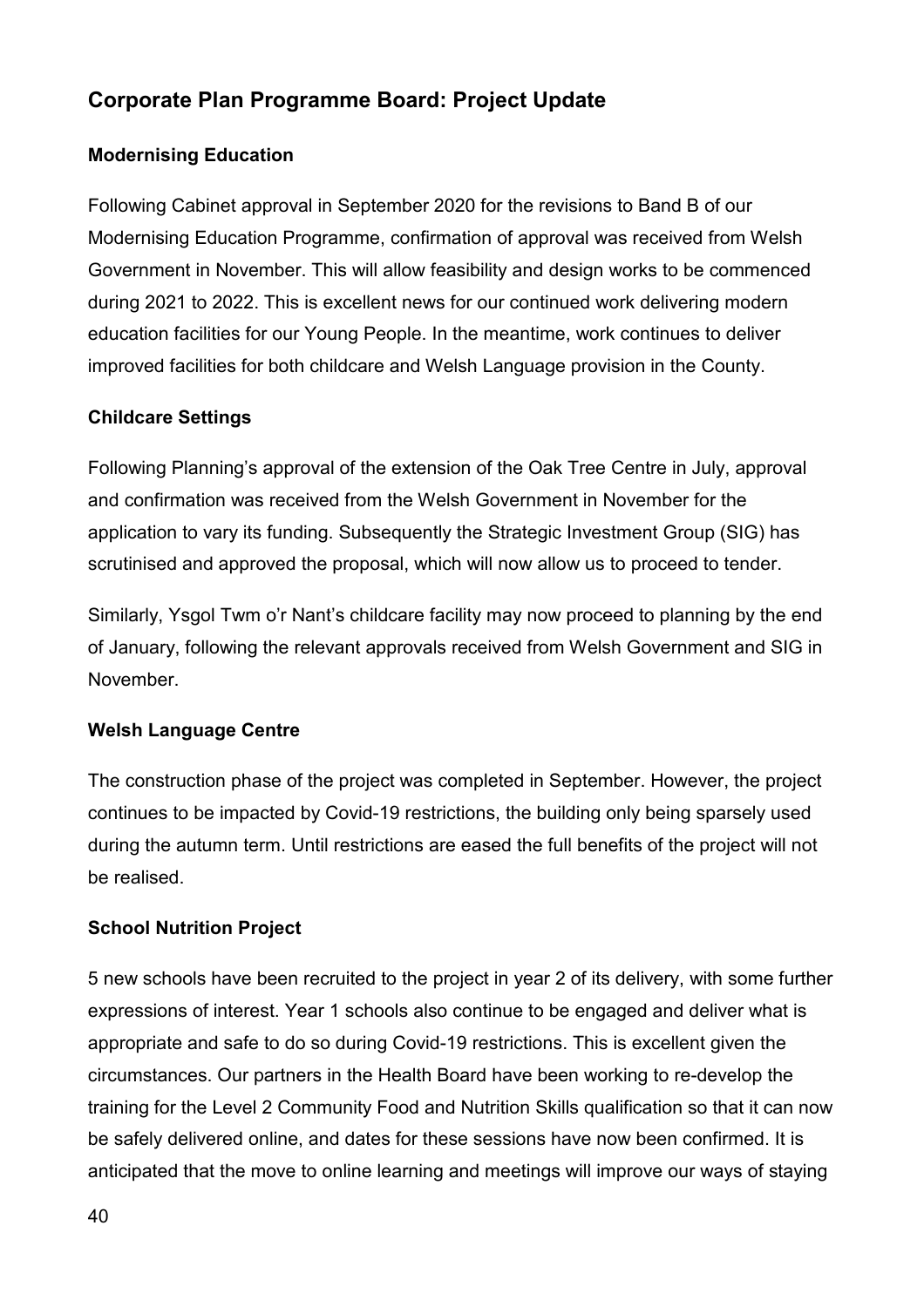## Corporate Plan Programme Board: Project Update

### Modernising Education

Following Cabinet approval in September 2020 for the revisions to Band B of our Modernising Education Programme, confirmation of approval was received from Welsh Government in November. This will allow feasibility and design works to be commenced during 2021 to 2022. This is excellent news for our continued work delivering modern education facilities for our Young People. In the meantime, work continues to deliver improved facilities for both childcare and Welsh Language provision in the County.

### Childcare Settings

Following Planning's approval of the extension of the Oak Tree Centre in July, approval and confirmation was received from the Welsh Government in November for the application to vary its funding. Subsequently the Strategic Investment Group (SIG) has scrutinised and approved the proposal, which will now allow us to proceed to tender.

Similarly, Ysgol Twm o'r Nant's childcare facility may now proceed to planning by the end of January, following the relevant approvals received from Welsh Government and SIG in November.

### Welsh Language Centre

The construction phase of the project was completed in September. However, the project continues to be impacted by Covid-19 restrictions, the building only being sparsely used during the autumn term. Until restrictions are eased the full benefits of the project will not be realised.

### School Nutrition Project

5 new schools have been recruited to the project in year 2 of its delivery, with some further expressions of interest. Year 1 schools also continue to be engaged and deliver what is appropriate and safe to do so during Covid-19 restrictions. This is excellent given the circumstances. Our partners in the Health Board have been working to re-develop the training for the Level 2 Community Food and Nutrition Skills qualification so that it can now be safely delivered online, and dates for these sessions have now been confirmed. It is anticipated that the move to online learning and meetings will improve our ways of staying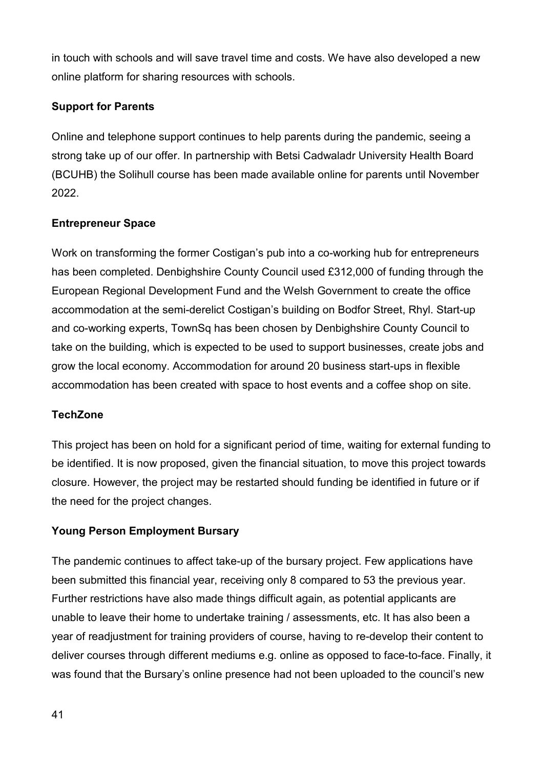in touch with schools and will save travel time and costs. We have also developed a new online platform for sharing resources with schools.

**Support for Parents**

Online and telephone support continues to help parents during the pandemic, seeing a strong take up of our offer. In partnership with Betsi Cadwaladr University Health Board (BCUHB) the Solihull course has been made available online for parents until November 2022.

**Entrepreneur Space**

Work on transforming the former Costigan's pub into a co-working hub for entrepreneurs has been completed. Denbighshire County Council used £312,000 of funding through the European Regional Development Fund and the Welsh Government to create the office accommodation at the semi-derelict Costigan's building on Bodfor Street, Rhyl. Start-up and co-working experts, TownSq has been chosen by Denbighshire County Council to take on the building, which is expected to be used to support businesses, create jobs and grow the local economy. Accommodation for around 20 business start-ups in flexible accommodation has been created with space to host events and a coffee shop on site.

**TechZone**

This project has been on hold for a significant period of time, waiting for external funding to be identified. It is now proposed, given the financial situation, to move this project towards closure. However, the project may be restarted should funding be identified in future or if the need for the project changes.

**Young Person Employment Bursary**

The pandemic continues to affect take-up of the bursary project. Few applications have been submitted this financial year, receiving only 8 compared to 53 the previous year. Further restrictions have also made things difficult again, as potential applicants are unable to leave their home to undertake training / assessments, etc. It has also been a year of readjustment for training providers of course, having to re-develop their content to deliver courses through different mediums e.g. online as opposed to face-to-face. Finally, it was found that the Bursary's online presence had not been uploaded to the council's new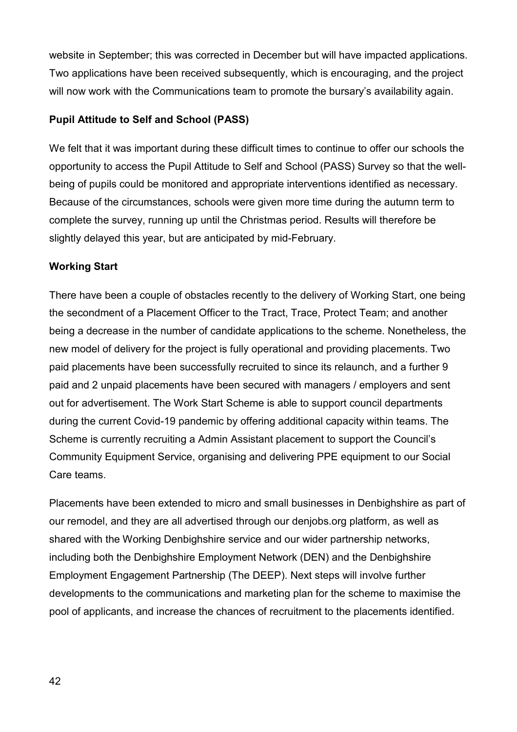website in September; this was corrected in December but will have impacted applications. Two applications have been received subsequently, which is encouraging, and the project will now work with the Communications team to promote the bursary's availability again.

**Pupil Attitude to Self and School (PASS)**

We felt that it was important during these difficult times to continue to offer our schools the opportunity to access the Pupil Attitude to Self and School (PASS) Survey so that the well-being of pupils could be monitored and appropriate interventions identified as necessary. Because of the circumstances, schools were given more time during the autumn term to complete the survey, running up until the Christmas period. Results will therefore be slightly delayed this year, but are anticipated by mid-February.

**Working Start**

There have been a couple of obstacles recently to the delivery of Working Start, one being the secondment of a Placement Officer to the Tract, Trace, Protect Team; and another being a decrease in the number of candidate applications to the scheme. Nonetheless, the new model of delivery for the project is fully operational and providing placements. Two paid placements have been successfully recruited to since its relaunch, and a further 9 paid and 2 unpaid placements have been secured with managers / employers and sent out for advertisement. The Work Start Scheme is able to support council departments during the current Covid-19 pandemic by offering additional capacity within teams. The Scheme is currently recruiting a Admin Assistant placement to support the Council's Community Equipment Service, organising and delivering PPE equipment to our Social Care teams.

Placements have been extended to micro and small businesses in Denbighshire as part of our remodel, and they are all advertised through our denjobs.org platform, as well as shared with the Working Denbighshire service and our wider partnership networks, including both the Denbighshire Employment Network (DEN) and the Denbighshire Employment Engagement Partnership (The DEEP). Next steps will involve further developments to the communications and marketing plan for the scheme to maximise the pool of applicants, and increase the chances of recruitment to the placements identified.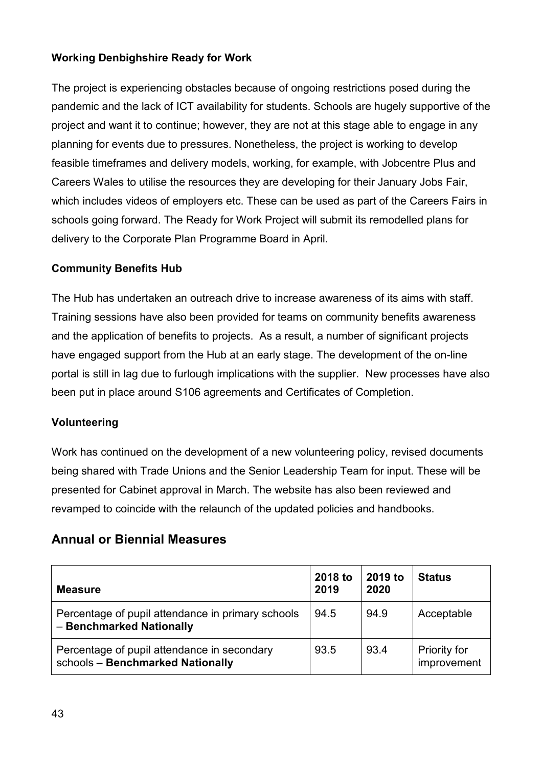**Working Denbighshire Ready for Work**

The project is experiencing obstacles because of ongoing restrictions posed during the pandemic and the lack of ICT availability for students. Schools are hugely supportive of the project and want it to continue; however, they are not at this stage able to engage in any planning for events due to pressures. Nonetheless, the project is working to develop feasible timeframes and delivery models, working, for example, with Jobcentre Plus and Careers Wales to utilise the resources they are developing for their January Jobs Fair, which includes videos of employers etc. These can be used as part of the Careers Fairs in schools going forward. The Ready for Work Project will submit its remodelled plans for delivery to the Corporate Plan Programme Board in April.

**Community Benefits Hub**

The Hub has undertaken an outreach drive to increase awareness of its aims with staff. Training sessions have also been provided for teams on community benefits awareness and the application of benefits to projects. As a result, a number of significant projects have engaged support from the Hub at an early stage. The development of the on-line portal is still in lag due to furlough implications with the supplier. New processes have also been put in place around S106 agreements and Certificates of Completion.

**Volunteering**

Work has continued on the development of a new volunteering policy, revised documents being shared with Trade Unions and the Senior Leadership Team for input. These will be presented for Cabinet approval in March. The website has also been reviewed and revamped to coincide with the relaunch of the updated policies and handbooks.

## Annual or Biennial Measures

| Measure | 2018 to 2019 | 2019 to 2020 | Status |
|---|---|---|---|
| Percentage of pupil attendance in primary schools – **Benchmarked Nationally** | 94.5 | 94.9 | Acceptable |
| Percentage of pupil attendance in secondary schools – **Benchmarked Nationally** | 93.5 | 93.4 | Priority for improvement |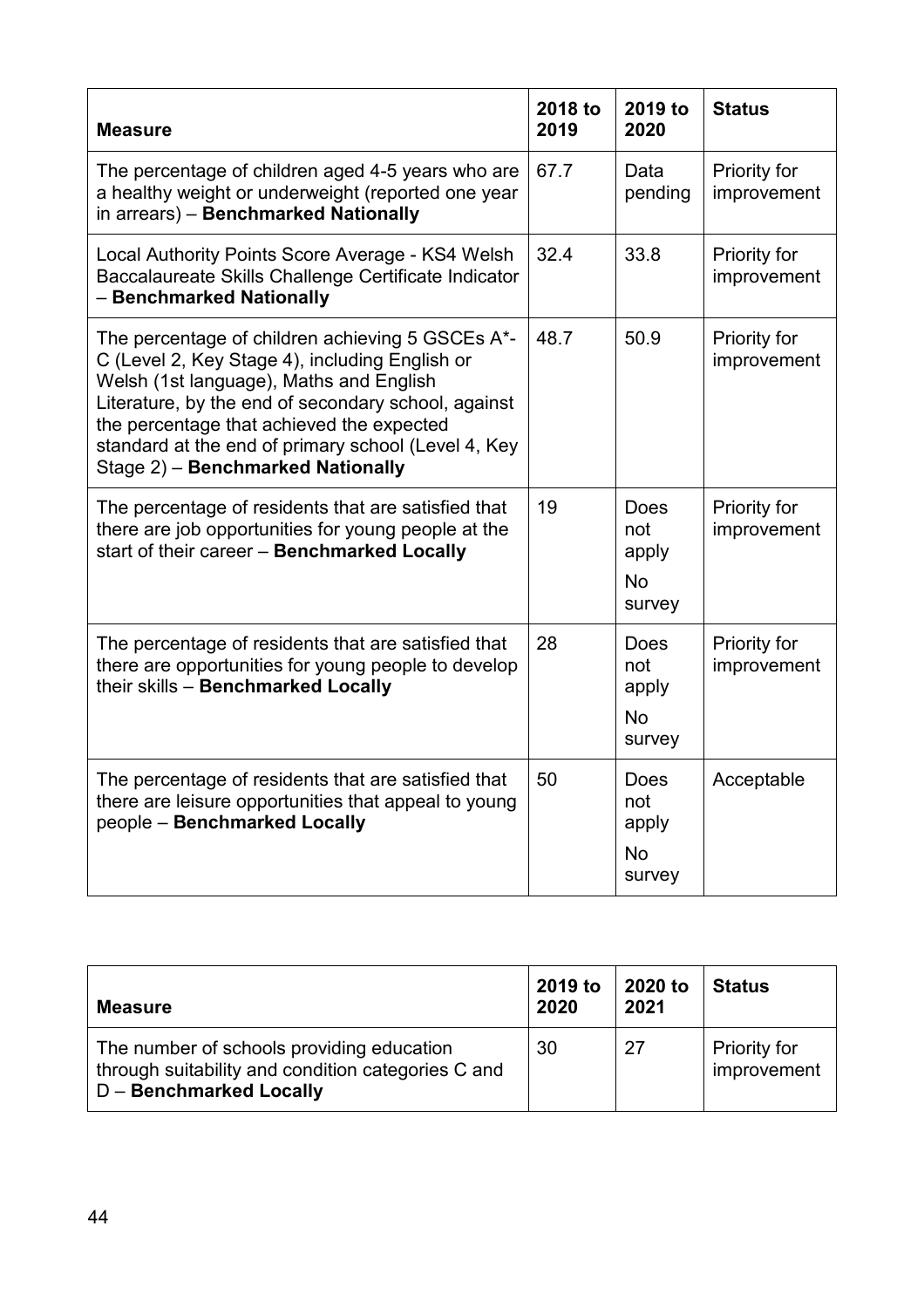| Measure | 2018 to 2019 | 2019 to 2020 | Status |
|---|---|---|---|
| The percentage of children aged 4-5 years who are a healthy weight or underweight (reported one year in arrears) – **Benchmarked Nationally** | 67.7 | Data pending | Priority for improvement |
| Local Authority Points Score Average - KS4 Welsh Baccalaureate Skills Challenge Certificate Indicator – **Benchmarked Nationally** | 32.4 | 33.8 | Priority for improvement |
| The percentage of children achieving 5 GSCEs A*-C (Level 2, Key Stage 4), including English or Welsh (1st language), Maths and English Literature, by the end of secondary school, against the percentage that achieved the expected standard at the end of primary school (Level 4, Key Stage 2) – **Benchmarked Nationally** | 48.7 | 50.9 | Priority for improvement |
| The percentage of residents that are satisfied that there are job opportunities for young people at the start of their career – **Benchmarked Locally** | 19 | Does not apply<br>No survey | Priority for improvement |
| The percentage of residents that are satisfied that there are opportunities for young people to develop their skills – **Benchmarked Locally** | 28 | Does not apply<br>No survey | Priority for improvement |
| The percentage of residents that are satisfied that there are leisure opportunities that appeal to young people – **Benchmarked Locally** | 50 | Does not apply<br>No survey | Acceptable |

| Measure | 2019 to 2020 | 2020 to 2021 | Status |
|---|---|---|---|
| The number of schools providing education through suitability and condition categories C and D – **Benchmarked Locally** | 30 | 27 | Priority for improvement |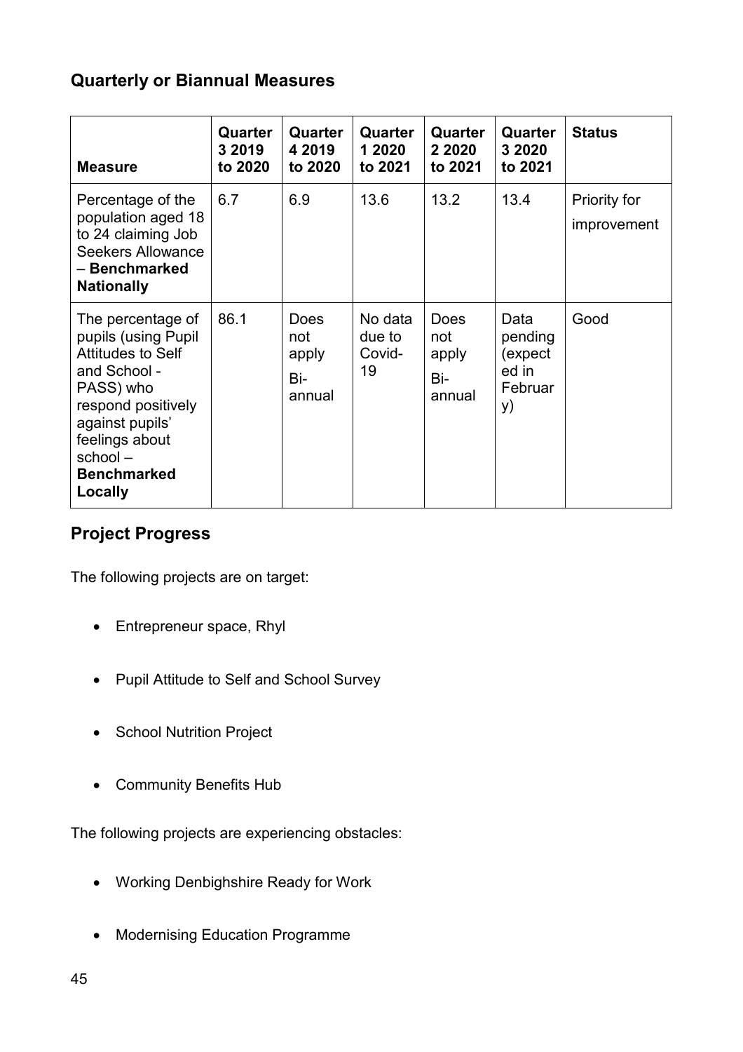## Quarterly or Biannual Measures

| Measure | Quarter 3 2019 to 2020 | Quarter 4 2019 to 2020 | Quarter 1 2020 to 2021 | Quarter 2 2020 to 2021 | Quarter 3 2020 to 2021 | Status |
|---|---|---|---|---|---|---|
| Percentage of the population aged 18 to 24 claiming Job Seekers Allowance – **Benchmarked Nationally** | 6.7 | 6.9 | 13.6 | 13.2 | 13.4 | Priority for improvement |
| The percentage of pupils (using Pupil Attitudes to Self and School - PASS) who respond positively against pupils' feelings about school – **Benchmarked Locally** | 86.1 | Does not apply Bi-annual | No data due to Covid-19 | Does not apply Bi-annual | Data pending (expected in February) | Good |

## Project Progress

The following projects are on target:

- Entrepreneur space, Rhyl
- Pupil Attitude to Self and School Survey
- School Nutrition Project
- Community Benefits Hub

The following projects are experiencing obstacles:

- Working Denbighshire Ready for Work
- Modernising Education Programme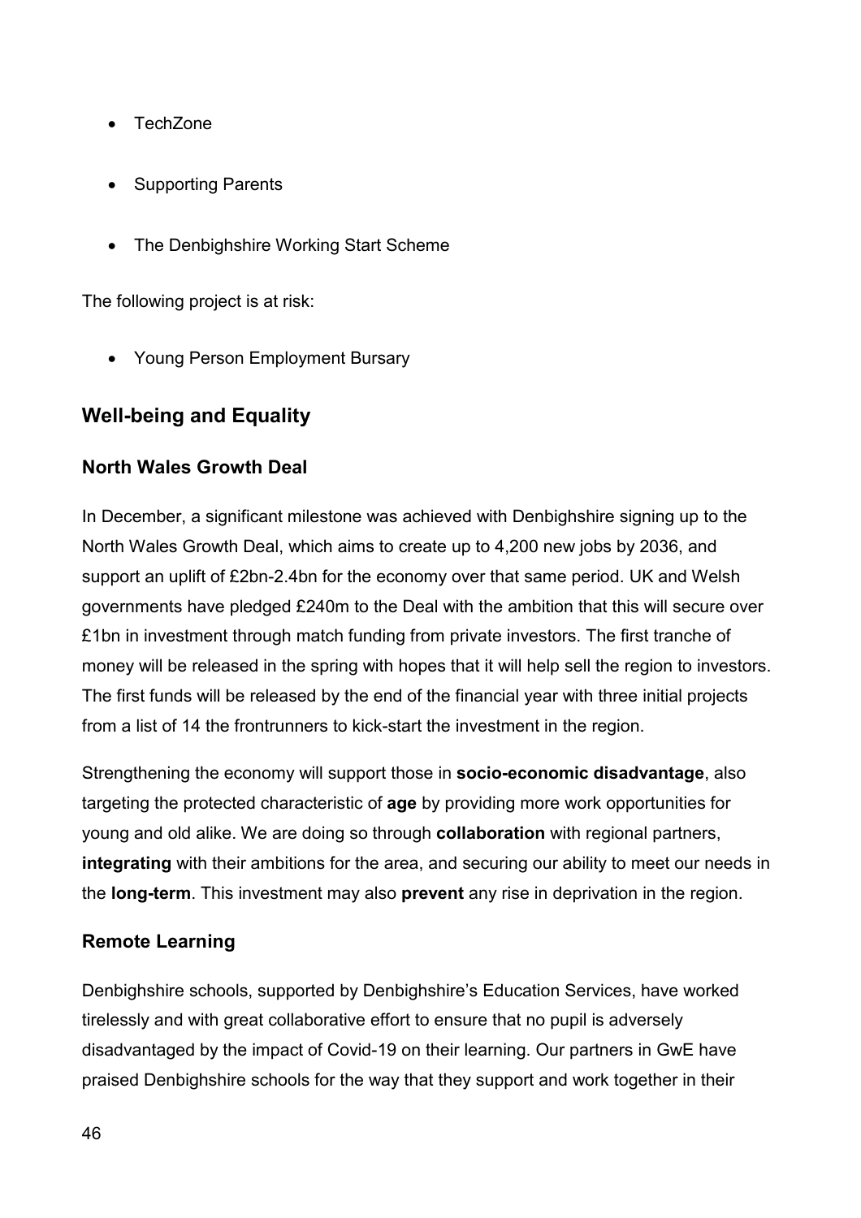- TechZone
- Supporting Parents
- The Denbighshire Working Start Scheme

The following project is at risk:

- Young Person Employment Bursary

## Well-being and Equality

### North Wales Growth Deal

In December, a significant milestone was achieved with Denbighshire signing up to the North Wales Growth Deal, which aims to create up to 4,200 new jobs by 2036, and support an uplift of £2bn-2.4bn for the economy over that same period. UK and Welsh governments have pledged £240m to the Deal with the ambition that this will secure over £1bn in investment through match funding from private investors. The first tranche of money will be released in the spring with hopes that it will help sell the region to investors. The first funds will be released by the end of the financial year with three initial projects from a list of 14 the frontrunners to kick-start the investment in the region.

Strengthening the economy will support those in **socio-economic disadvantage**, also targeting the protected characteristic of **age** by providing more work opportunities for young and old alike. We are doing so through **collaboration** with regional partners, **integrating** with their ambitions for the area, and securing our ability to meet our needs in the **long-term**. This investment may also **prevent** any rise in deprivation in the region.

### Remote Learning

Denbighshire schools, supported by Denbighshire's Education Services, have worked tirelessly and with great collaborative effort to ensure that no pupil is adversely disadvantaged by the impact of Covid-19 on their learning. Our partners in GwE have praised Denbighshire schools for the way that they support and work together in their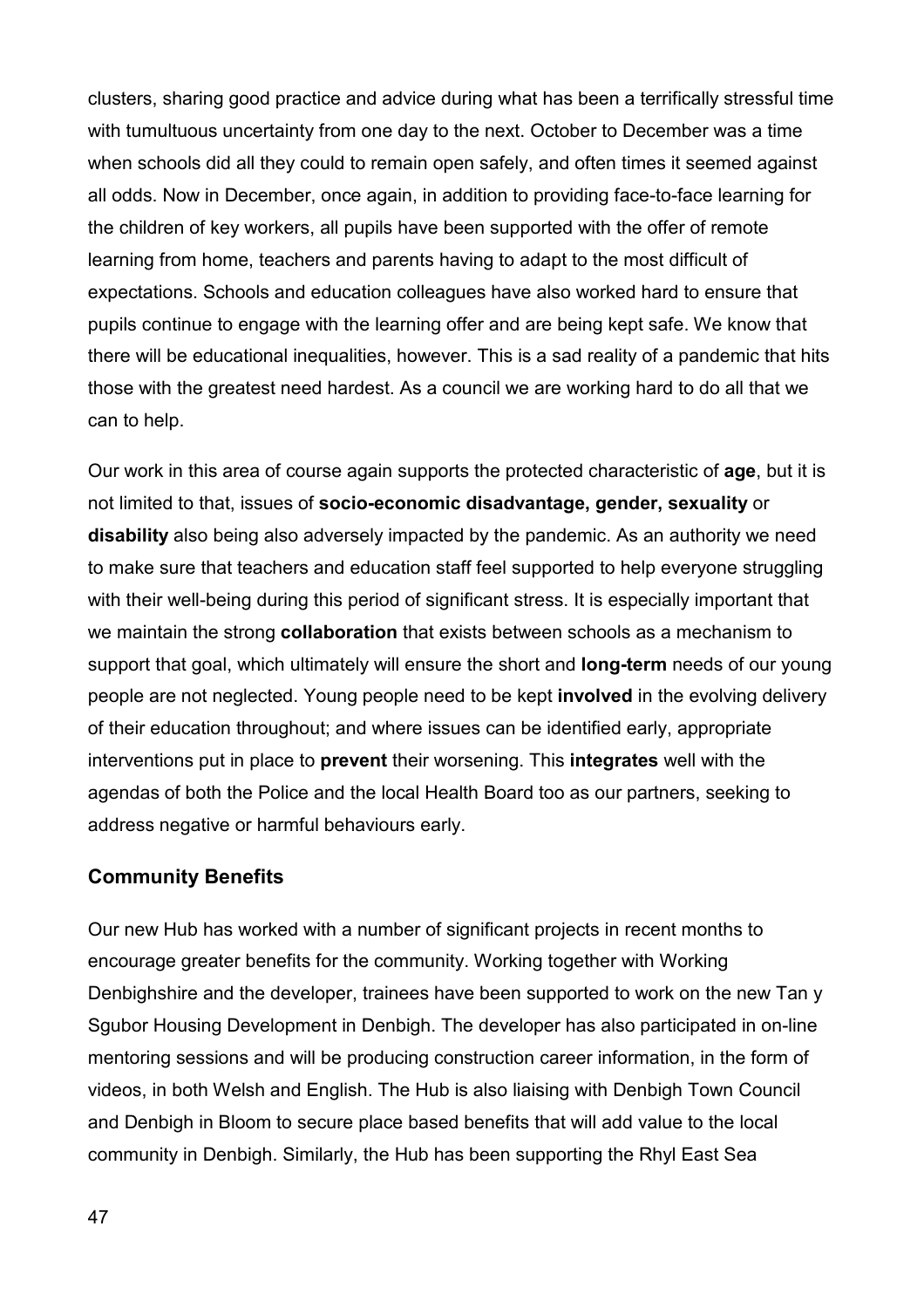clusters, sharing good practice and advice during what has been a terrifically stressful time with tumultuous uncertainty from one day to the next. October to December was a time when schools did all they could to remain open safely, and often times it seemed against all odds. Now in December, once again, in addition to providing face-to-face learning for the children of key workers, all pupils have been supported with the offer of remote learning from home, teachers and parents having to adapt to the most difficult of expectations. Schools and education colleagues have also worked hard to ensure that pupils continue to engage with the learning offer and are being kept safe. We know that there will be educational inequalities, however. This is a sad reality of a pandemic that hits those with the greatest need hardest. As a council we are working hard to do all that we can to help.

Our work in this area of course again supports the protected characteristic of **age**, but it is not limited to that, issues of **socio-economic disadvantage, gender, sexuality** or **disability** also being also adversely impacted by the pandemic. As an authority we need to make sure that teachers and education staff feel supported to help everyone struggling with their well-being during this period of significant stress. It is especially important that we maintain the strong **collaboration** that exists between schools as a mechanism to support that goal, which ultimately will ensure the short and **long-term** needs of our young people are not neglected. Young people need to be kept **involved** in the evolving delivery of their education throughout; and where issues can be identified early, appropriate interventions put in place to **prevent** their worsening. This **integrates** well with the agendas of both the Police and the local Health Board too as our partners, seeking to address negative or harmful behaviours early.

## Community Benefits

Our new Hub has worked with a number of significant projects in recent months to encourage greater benefits for the community. Working together with Working Denbighshire and the developer, trainees have been supported to work on the new Tan y Sgubor Housing Development in Denbigh. The developer has also participated in on-line mentoring sessions and will be producing construction career information, in the form of videos, in both Welsh and English. The Hub is also liaising with Denbigh Town Council and Denbigh in Bloom to secure place based benefits that will add value to the local community in Denbigh. Similarly, the Hub has been supporting the Rhyl East Sea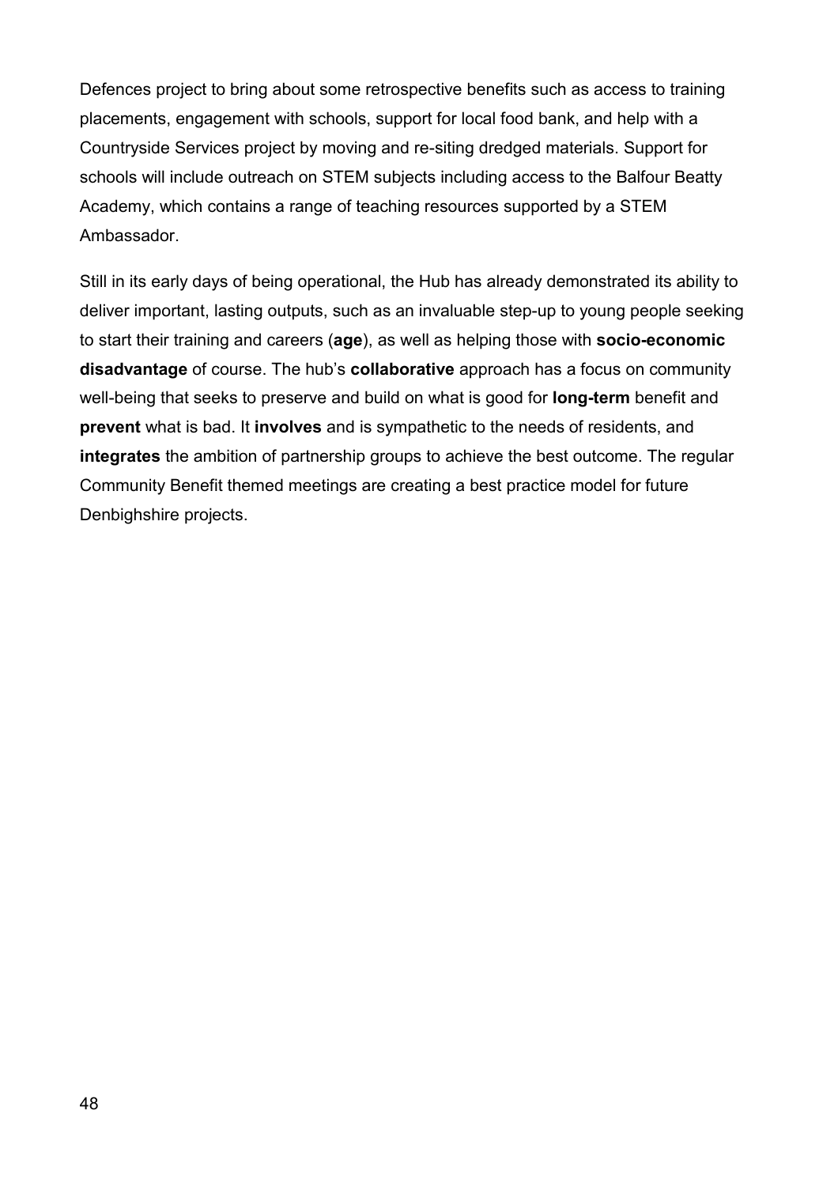Defences project to bring about some retrospective benefits such as access to training placements, engagement with schools, support for local food bank, and help with a Countryside Services project by moving and re-siting dredged materials. Support for schools will include outreach on STEM subjects including access to the Balfour Beatty Academy, which contains a range of teaching resources supported by a STEM Ambassador.

Still in its early days of being operational, the Hub has already demonstrated its ability to deliver important, lasting outputs, such as an invaluable step-up to young people seeking to start their training and careers (**age**), as well as helping those with **socio-economic disadvantage** of course. The hub's **collaborative** approach has a focus on community well-being that seeks to preserve and build on what is good for **long-term** benefit and **prevent** what is bad. It **involves** and is sympathetic to the needs of residents, and **integrates** the ambition of partnership groups to achieve the best outcome. The regular Community Benefit themed meetings are creating a best practice model for future Denbighshire projects.